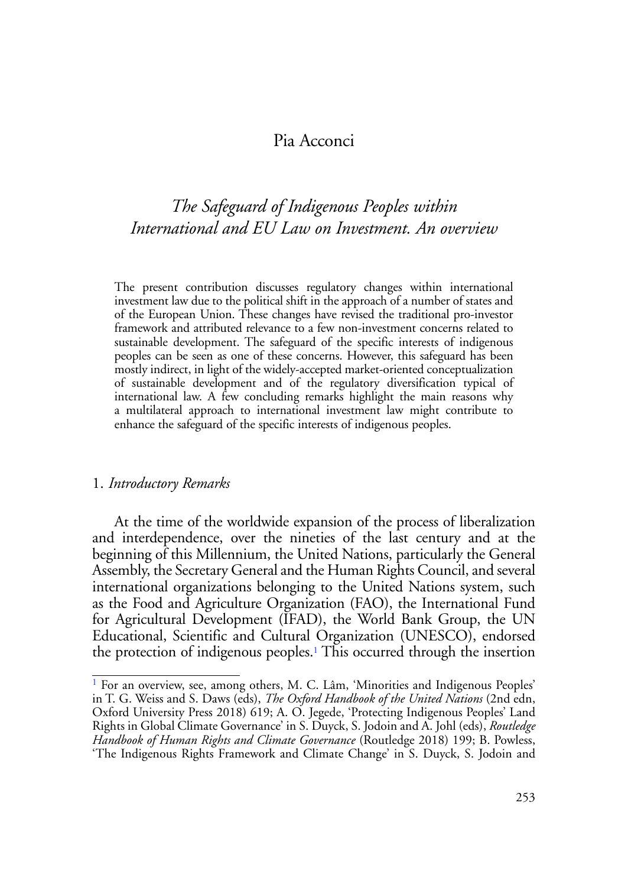Pia Acconci

# *The Safeguard of Indigenous Peoples within International and EU Law on Investment. An overview*

The present contribution discusses regulatory changes within international investment law due to the political shift in the approach of a number of states and of the European Union. These changes have revised the traditional pro-investor framework and attributed relevance to a few non-investment concerns related to sustainable development. The safeguard of the specific interests of indigenous peoples can be seen as one of these concerns. However, this safeguard has been mostly indirect, in light of the widely-accepted market-oriented conceptualization of sustainable development and of the regulatory diversification typical of international law. A few concluding remarks highlight the main reasons why a multilateral approach to international investment law might contribute to enhance the safeguard of the specific interests of indigenous peoples.

## 1. *Introductory Remarks*

At the time of the worldwide expansion of the process of liberalization and interdependence, over the nineties of the last century and at the beginning of this Millennium, the United Nations, particularly the General Assembly, the Secretary General and the Human Rights Council, and several international organizations belonging to the United Nations system, such as the Food and Agriculture Organization (FAO), the International Fund for Agricultural Development (IFAD), the World Bank Group, the UN Educational, Scientific and Cultural Organization (UNESCO), endorsed the protection of indigenous peoples.[1] This occurred through the insertion

[1] For an overview, see, among others, M. C. Lâm, 'Minorities and Indigenous Peoples' in T. G. Weiss and S. Daws (eds), *The Oxford Handbook of the United Nations* (2nd edn, Oxford University Press 2018) 619; A. O. Jegede, 'Protecting Indigenous Peoples' Land Rights in Global Climate Governance' in S. Duyck, S. Jodoin and A. Johl (eds), *Routledge Handbook of Human Rights and Climate Governance* (Routledge 2018) 199; B. Powless, 'The Indigenous Rights Framework and Climate Change' in S. Duyck, S. Jodoin and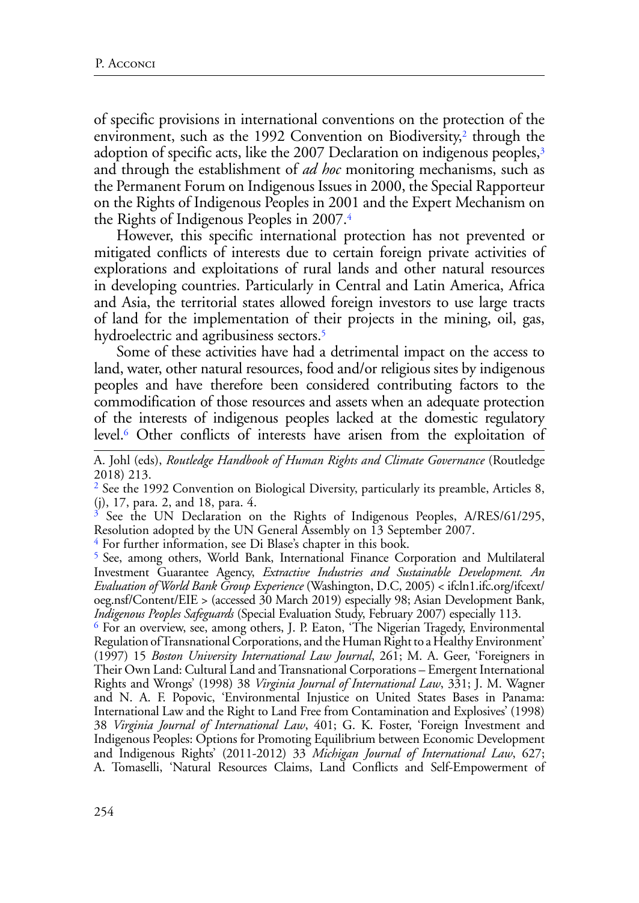of specific provisions in international conventions on the protection of the environment, such as the 1992 Convention on Biodiversity,[2] through the adoption of specific acts, like the 2007 Declaration on indigenous peoples,[3] and through the establishment of *ad hoc* monitoring mechanisms, such as the Permanent Forum on Indigenous Issues in 2000, the Special Rapporteur on the Rights of Indigenous Peoples in 2001 and the Expert Mechanism on the Rights of Indigenous Peoples in 2007.[4]

However, this specific international protection has not prevented or mitigated conflicts of interests due to certain foreign private activities of explorations and exploitations of rural lands and other natural resources in developing countries. Particularly in Central and Latin America, Africa and Asia, the territorial states allowed foreign investors to use large tracts of land for the implementation of their projects in the mining, oil, gas, hydroelectric and agribusiness sectors.[5]

Some of these activities have had a detrimental impact on the access to land, water, other natural resources, food and/or religious sites by indigenous peoples and have therefore been considered contributing factors to the commodification of those resources and assets when an adequate protection of the interests of indigenous peoples lacked at the domestic regulatory level.[6] Other conflicts of interests have arisen from the exploitation of

---

A. Johl (eds), *Routledge Handbook of Human Rights and Climate Governance* (Routledge 2018) 213.

[2] See the 1992 Convention on Biological Diversity, particularly its preamble, Articles 8, (j), 17, para. 2, and 18, para. 4.

[3] See the UN Declaration on the Rights of Indigenous Peoples, A/RES/61/295, Resolution adopted by the UN General Assembly on 13 September 2007.

[4] For further information, see Di Blase's chapter in this book.

[5] See, among others, World Bank, International Finance Corporation and Multilateral Investment Guarantee Agency, *Extractive Industries and Sustainable Development. An Evaluation of World Bank Group Experience* (Washington, D.C, 2005) < ifcln1.ifc.org/ifcext/oeg.nsf/Content/EIE > (accessed 30 March 2019) especially 98; Asian Development Bank, *Indigenous Peoples Safeguards* (Special Evaluation Study, February 2007) especially 113.

[6] For an overview, see, among others, J. P. Eaton, 'The Nigerian Tragedy, Environmental Regulation of Transnational Corporations, and the Human Right to a Healthy Environment' (1997) 15 *Boston University International Law Journal*, 261; M. A. Geer, 'Foreigners in Their Own Land: Cultural Land and Transnational Corporations – Emergent International Rights and Wrongs' (1998) 38 *Virginia Journal of International Law*, 331; J. M. Wagner and N. A. F. Popovic, 'Environmental Injustice on United States Bases in Panama: International Law and the Right to Land Free from Contamination and Explosives' (1998) 38 *Virginia Journal of International Law*, 401; G. K. Foster, 'Foreign Investment and Indigenous Peoples: Options for Promoting Equilibrium between Economic Development and Indigenous Rights' (2011-2012) 33 *Michigan Journal of International Law*, 627; A. Tomaselli, 'Natural Resources Claims, Land Conflicts and Self-Empowerment of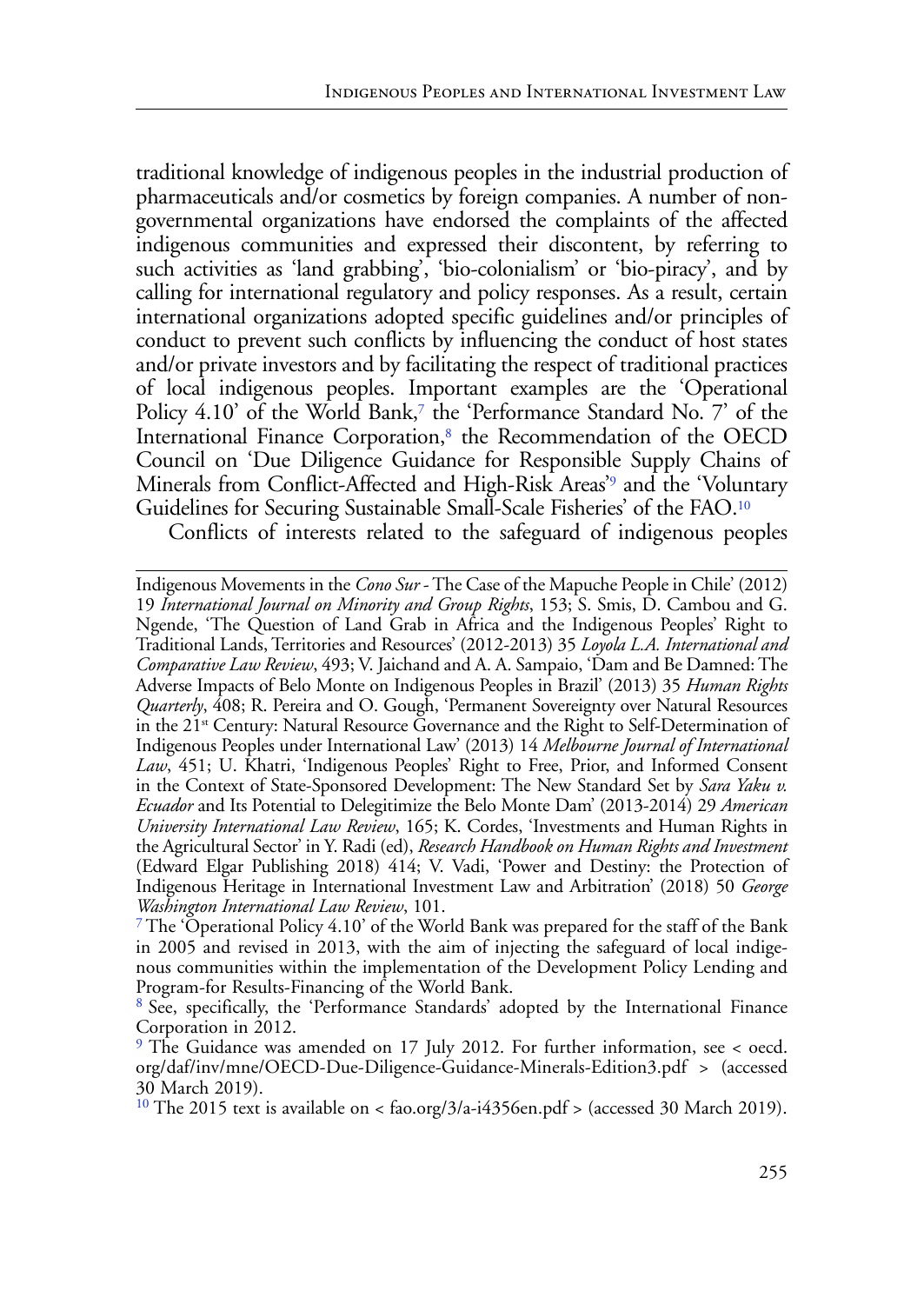traditional knowledge of indigenous peoples in the industrial production of pharmaceuticals and/or cosmetics by foreign companies. A number of non-governmental organizations have endorsed the complaints of the affected indigenous communities and expressed their discontent, by referring to such activities as 'land grabbing', 'bio-colonialism' or 'bio-piracy', and by calling for international regulatory and policy responses. As a result, certain international organizations adopted specific guidelines and/or principles of conduct to prevent such conflicts by influencing the conduct of host states and/or private investors and by facilitating the respect of traditional practices of local indigenous peoples. Important examples are the 'Operational Policy 4.10' of the World Bank,[7] the 'Performance Standard No. 7' of the International Finance Corporation,[8] the Recommendation of the OECD Council on 'Due Diligence Guidance for Responsible Supply Chains of Minerals from Conflict-Affected and High-Risk Areas'[9] and the 'Voluntary Guidelines for Securing Sustainable Small-Scale Fisheries' of the FAO.[10]

Conflicts of interests related to the safeguard of indigenous peoples

---

Indigenous Movements in the *Cono Sur* - The Case of the Mapuche People in Chile' (2012) 19 *International Journal on Minority and Group Rights*, 153; S. Smis, D. Cambou and G. Ngende, 'The Question of Land Grab in Africa and the Indigenous Peoples' Right to Traditional Lands, Territories and Resources' (2012-2013) 35 *Loyola L.A. International and Comparative Law Review*, 493; V. Jaichand and A. A. Sampaio, 'Dam and Be Damned: The Adverse Impacts of Belo Monte on Indigenous Peoples in Brazil' (2013) 35 *Human Rights Quarterly*, 408; R. Pereira and O. Gough, 'Permanent Sovereignty over Natural Resources in the 21st Century: Natural Resource Governance and the Right to Self-Determination of Indigenous Peoples under International Law' (2013) 14 *Melbourne Journal of International Law*, 451; U. Khatri, 'Indigenous Peoples' Right to Free, Prior, and Informed Consent in the Context of State-Sponsored Development: The New Standard Set by *Sara Yaku v. Ecuador* and Its Potential to Delegitimize the Belo Monte Dam' (2013-2014) 29 *American University International Law Review*, 165; K. Cordes, 'Investments and Human Rights in the Agricultural Sector' in Y. Radi (ed), *Research Handbook on Human Rights and Investment* (Edward Elgar Publishing 2018) 414; V. Vadi, 'Power and Destiny: the Protection of Indigenous Heritage in International Investment Law and Arbitration' (2018) 50 *George Washington International Law Review*, 101.

[7] The 'Operational Policy 4.10' of the World Bank was prepared for the staff of the Bank in 2005 and revised in 2013, with the aim of injecting the safeguard of local indigenous communities within the implementation of the Development Policy Lending and Program-for Results-Financing of the World Bank.

[8] See, specifically, the 'Performance Standards' adopted by the International Finance Corporation in 2012.

[9] The Guidance was amended on 17 July 2012. For further information, see < oecd.org/daf/inv/mne/OECD-Due-Diligence-Guidance-Minerals-Edition3.pdf > (accessed 30 March 2019).

[10] The 2015 text is available on < fao.org/3/a-i4356en.pdf > (accessed 30 March 2019).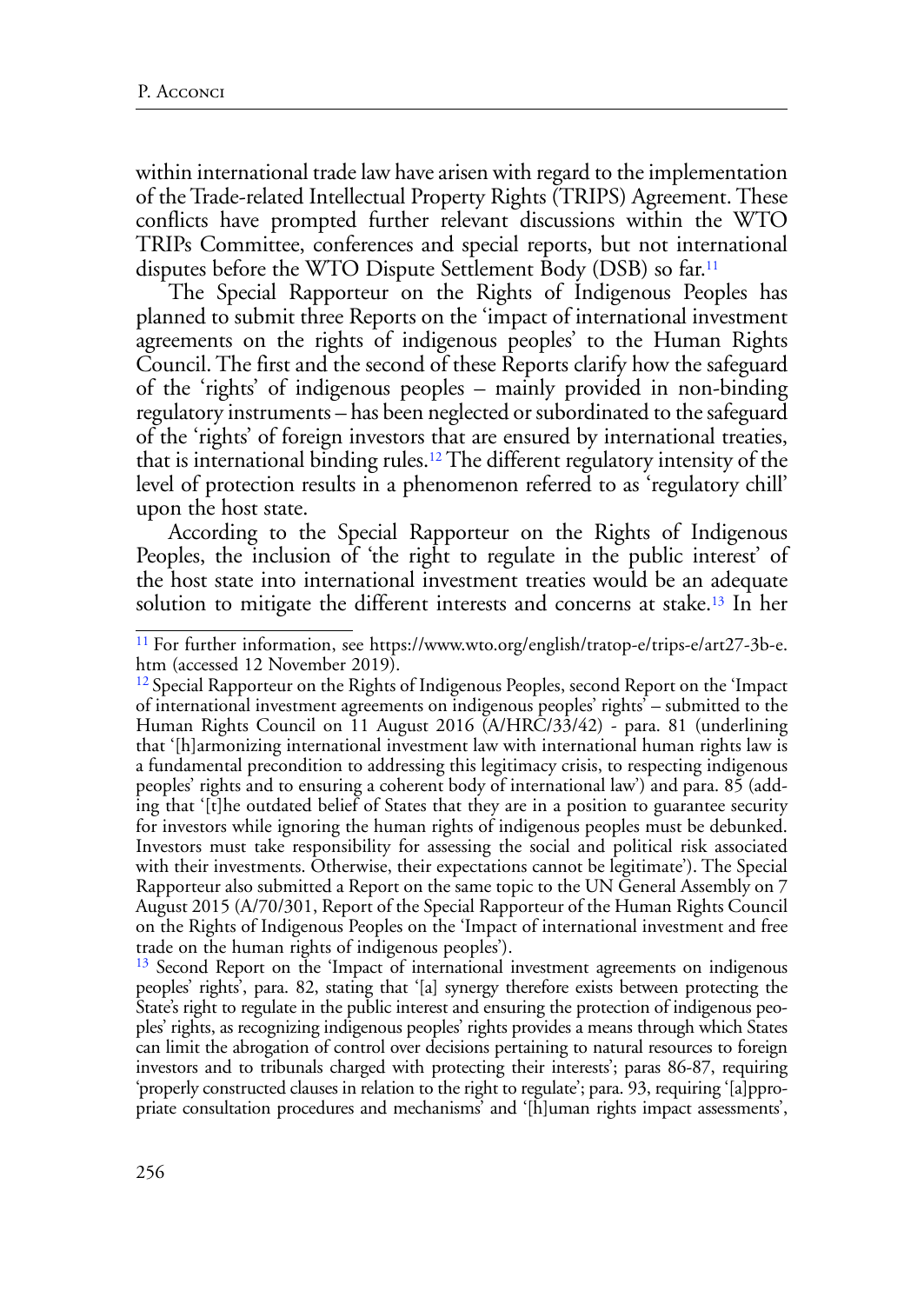within international trade law have arisen with regard to the implementation of the Trade-related Intellectual Property Rights (TRIPS) Agreement. These conflicts have prompted further relevant discussions within the WTO TRIPs Committee, conferences and special reports, but not international disputes before the WTO Dispute Settlement Body (DSB) so far.[11]

The Special Rapporteur on the Rights of Indigenous Peoples has planned to submit three Reports on the 'impact of international investment agreements on the rights of indigenous peoples' to the Human Rights Council. The first and the second of these Reports clarify how the safeguard of the 'rights' of indigenous peoples – mainly provided in non-binding regulatory instruments – has been neglected or subordinated to the safeguard of the 'rights' of foreign investors that are ensured by international treaties, that is international binding rules.[12] The different regulatory intensity of the level of protection results in a phenomenon referred to as 'regulatory chill' upon the host state.

According to the Special Rapporteur on the Rights of Indigenous Peoples, the inclusion of 'the right to regulate in the public interest' of the host state into international investment treaties would be an adequate solution to mitigate the different interests and concerns at stake.[13] In her

---

[11] For further information, see https://www.wto.org/english/tratop-e/trips-e/art27-3b-e.htm (accessed 12 November 2019).

[12] Special Rapporteur on the Rights of Indigenous Peoples, second Report on the 'Impact of international investment agreements on indigenous peoples' rights' – submitted to the Human Rights Council on 11 August 2016 (A/HRC/33/42) - para. 81 (underlining that '[h]armonizing international investment law with international human rights law is a fundamental precondition to addressing this legitimacy crisis, to respecting indigenous peoples' rights and to ensuring a coherent body of international law') and para. 85 (adding that '[t]he outdated belief of States that they are in a position to guarantee security for investors while ignoring the human rights of indigenous peoples must be debunked. Investors must take responsibility for assessing the social and political risk associated with their investments. Otherwise, their expectations cannot be legitimate'). The Special Rapporteur also submitted a Report on the same topic to the UN General Assembly on 7 August 2015 (A/70/301, Report of the Special Rapporteur of the Human Rights Council on the Rights of Indigenous Peoples on the 'Impact of international investment and free trade on the human rights of indigenous peoples').

[13] Second Report on the 'Impact of international investment agreements on indigenous peoples' rights', para. 82, stating that '[a] synergy therefore exists between protecting the State's right to regulate in the public interest and ensuring the protection of indigenous peoples' rights, as recognizing indigenous peoples' rights provides a means through which States can limit the abrogation of control over decisions pertaining to natural resources to foreign investors and to tribunals charged with protecting their interests'; paras 86-87, requiring 'properly constructed clauses in relation to the right to regulate'; para. 93, requiring '[a]ppropriate consultation procedures and mechanisms' and '[h]uman rights impact assessments',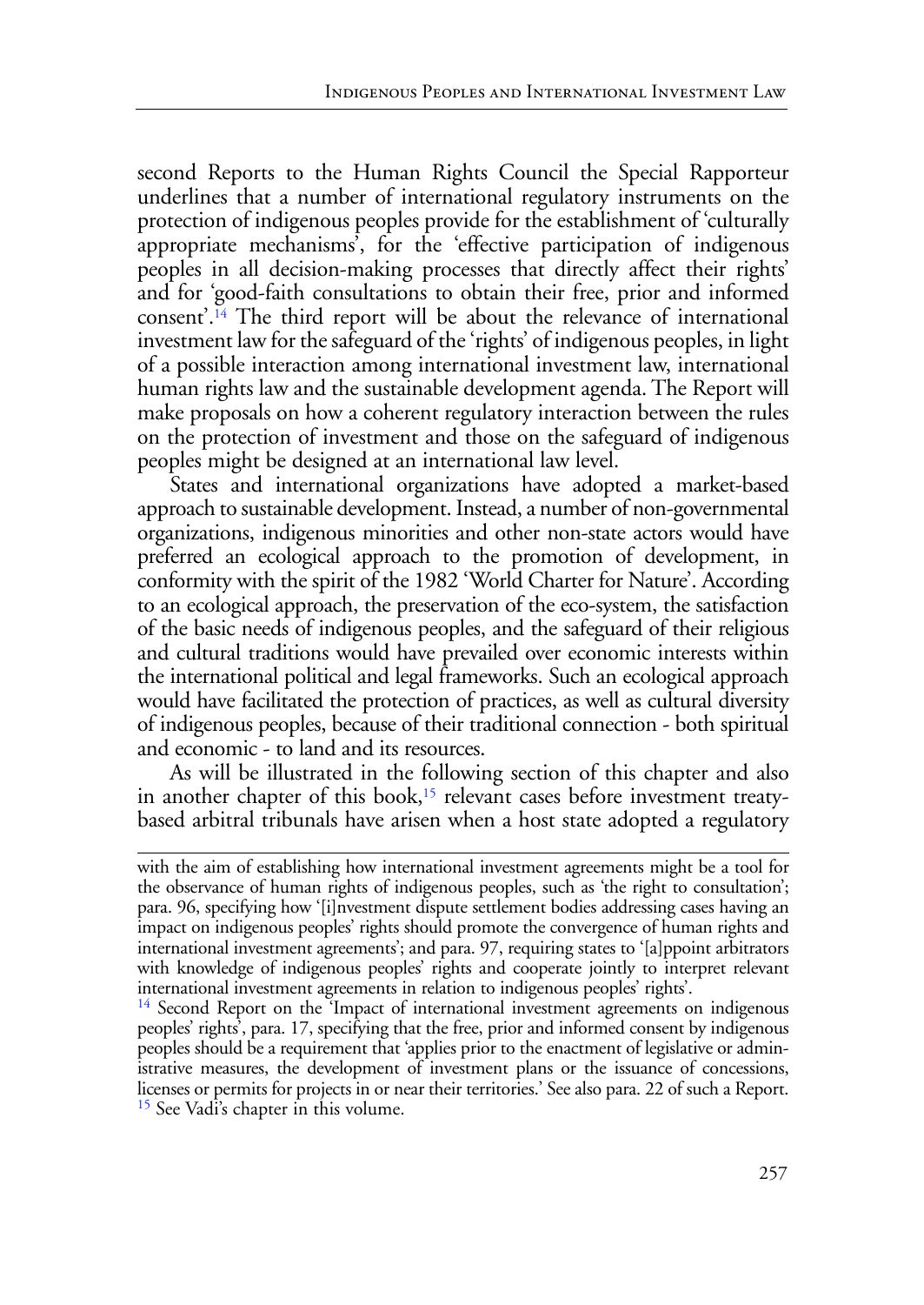second Reports to the Human Rights Council the Special Rapporteur underlines that a number of international regulatory instruments on the protection of indigenous peoples provide for the establishment of 'culturally appropriate mechanisms', for the 'effective participation of indigenous peoples in all decision-making processes that directly affect their rights' and for 'good-faith consultations to obtain their free, prior and informed consent'.[14] The third report will be about the relevance of international investment law for the safeguard of the 'rights' of indigenous peoples, in light of a possible interaction among international investment law, international human rights law and the sustainable development agenda. The Report will make proposals on how a coherent regulatory interaction between the rules on the protection of investment and those on the safeguard of indigenous peoples might be designed at an international law level.

States and international organizations have adopted a market-based approach to sustainable development. Instead, a number of non-governmental organizations, indigenous minorities and other non-state actors would have preferred an ecological approach to the promotion of development, in conformity with the spirit of the 1982 'World Charter for Nature'. According to an ecological approach, the preservation of the eco-system, the satisfaction of the basic needs of indigenous peoples, and the safeguard of their religious and cultural traditions would have prevailed over economic interests within the international political and legal frameworks. Such an ecological approach would have facilitated the protection of practices, as well as cultural diversity of indigenous peoples, because of their traditional connection - both spiritual and economic - to land and its resources.

As will be illustrated in the following section of this chapter and also in another chapter of this book,[15] relevant cases before investment treaty-based arbitral tribunals have arisen when a host state adopted a regulatory

---

with the aim of establishing how international investment agreements might be a tool for the observance of human rights of indigenous peoples, such as 'the right to consultation'; para. 96, specifying how '[i]nvestment dispute settlement bodies addressing cases having an impact on indigenous peoples' rights should promote the convergence of human rights and international investment agreements'; and para. 97, requiring states to '[a]ppoint arbitrators with knowledge of indigenous peoples' rights and cooperate jointly to interpret relevant international investment agreements in relation to indigenous peoples' rights'.

[14] Second Report on the 'Impact of international investment agreements on indigenous peoples' rights', para. 17, specifying that the free, prior and informed consent by indigenous peoples should be a requirement that 'applies prior to the enactment of legislative or administrative measures, the development of investment plans or the issuance of concessions, licenses or permits for projects in or near their territories.' See also para. 22 of such a Report.

[15] See Vadi's chapter in this volume.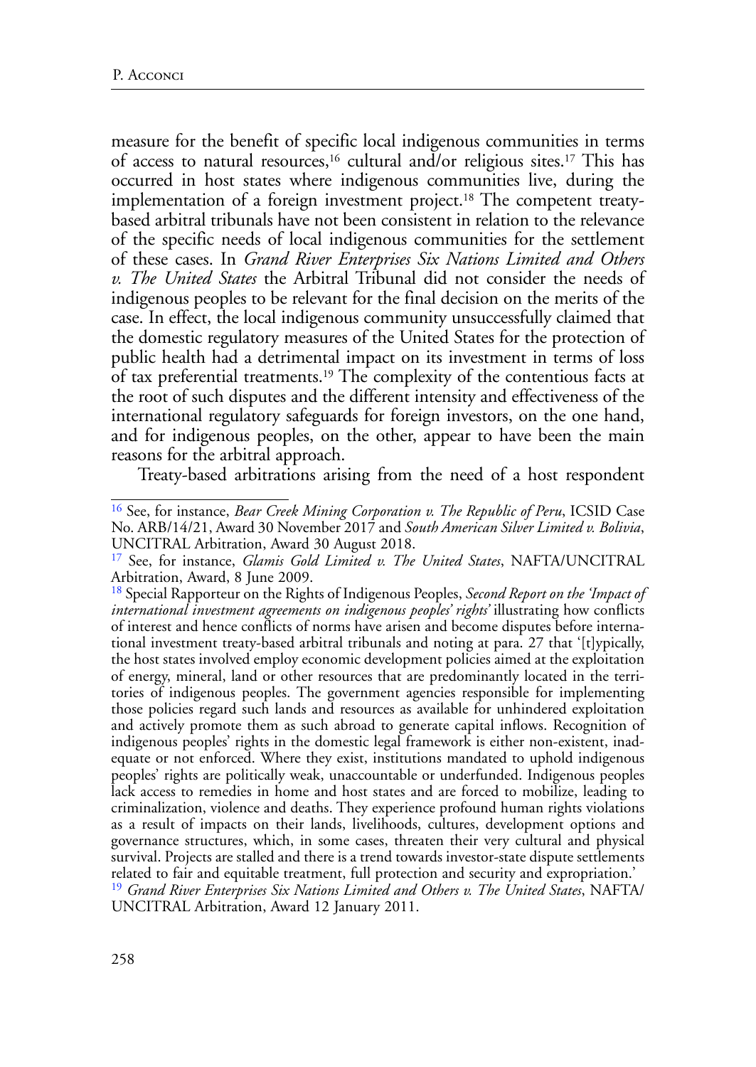measure for the benefit of specific local indigenous communities in terms of access to natural resources,[16] cultural and/or religious sites.[17] This has occurred in host states where indigenous communities live, during the implementation of a foreign investment project.[18] The competent treaty-based arbitral tribunals have not been consistent in relation to the relevance of the specific needs of local indigenous communities for the settlement of these cases. In *Grand River Enterprises Six Nations Limited and Others v. The United States* the Arbitral Tribunal did not consider the needs of indigenous peoples to be relevant for the final decision on the merits of the case. In effect, the local indigenous community unsuccessfully claimed that the domestic regulatory measures of the United States for the protection of public health had a detrimental impact on its investment in terms of loss of tax preferential treatments.[19] The complexity of the contentious facts at the root of such disputes and the different intensity and effectiveness of the international regulatory safeguards for foreign investors, on the one hand, and for indigenous peoples, on the other, appear to have been the main reasons for the arbitral approach.

Treaty-based arbitrations arising from the need of a host respondent

---

[16] See, for instance, *Bear Creek Mining Corporation v. The Republic of Peru*, ICSID Case No. ARB/14/21, Award 30 November 2017 and *South American Silver Limited v. Bolivia*, UNCITRAL Arbitration, Award 30 August 2018.

[17] See, for instance, *Glamis Gold Limited v. The United States*, NAFTA/UNCITRAL Arbitration, Award, 8 June 2009.

[18] Special Rapporteur on the Rights of Indigenous Peoples, *Second Report on the 'Impact of international investment agreements on indigenous peoples' rights'* illustrating how conflicts of interest and hence conflicts of norms have arisen and become disputes before international investment treaty-based arbitral tribunals and noting at para. 27 that '[t]ypically, the host states involved employ economic development policies aimed at the exploitation of energy, mineral, land or other resources that are predominantly located in the territories of indigenous peoples. The government agencies responsible for implementing those policies regard such lands and resources as available for unhindered exploitation and actively promote them as such abroad to generate capital inflows. Recognition of indigenous peoples' rights in the domestic legal framework is either non-existent, inadequate or not enforced. Where they exist, institutions mandated to uphold indigenous peoples' rights are politically weak, unaccountable or underfunded. Indigenous peoples lack access to remedies in home and host states and are forced to mobilize, leading to criminalization, violence and deaths. They experience profound human rights violations as a result of impacts on their lands, livelihoods, cultures, development options and governance structures, which, in some cases, threaten their very cultural and physical survival. Projects are stalled and there is a trend towards investor-state dispute settlements related to fair and equitable treatment, full protection and security and expropriation.'

[19] *Grand River Enterprises Six Nations Limited and Others v. The United States*, NAFTA/UNCITRAL Arbitration, Award 12 January 2011.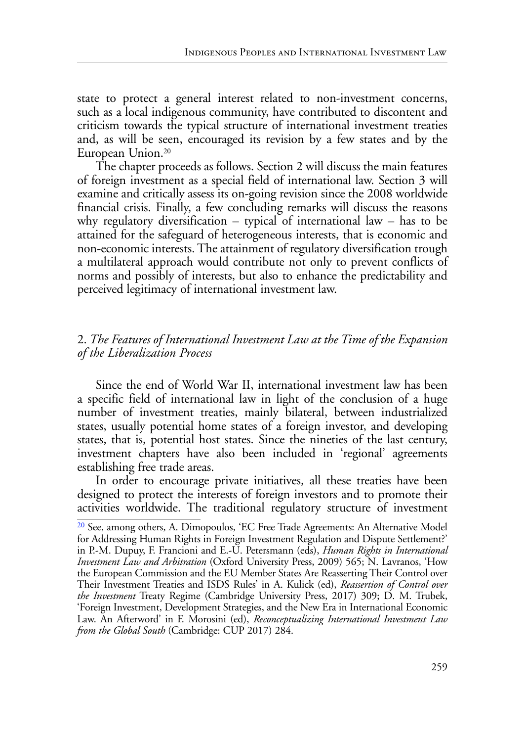state to protect a general interest related to non-investment concerns, such as a local indigenous community, have contributed to discontent and criticism towards the typical structure of international investment treaties and, as will be seen, encouraged its revision by a few states and by the European Union.[20]

The chapter proceeds as follows. Section 2 will discuss the main features of foreign investment as a special field of international law. Section 3 will examine and critically assess its on-going revision since the 2008 worldwide financial crisis. Finally, a few concluding remarks will discuss the reasons why regulatory diversification – typical of international law – has to be attained for the safeguard of heterogeneous interests, that is economic and non-economic interests. The attainment of regulatory diversification trough a multilateral approach would contribute not only to prevent conflicts of norms and possibly of interests, but also to enhance the predictability and perceived legitimacy of international investment law.

## 2. *The Features of International Investment Law at the Time of the Expansion of the Liberalization Process*

Since the end of World War II, international investment law has been a specific field of international law in light of the conclusion of a huge number of investment treaties, mainly bilateral, between industrialized states, usually potential home states of a foreign investor, and developing states, that is, potential host states. Since the nineties of the last century, investment chapters have also been included in 'regional' agreements establishing free trade areas.

In order to encourage private initiatives, all these treaties have been designed to protect the interests of foreign investors and to promote their activities worldwide. The traditional regulatory structure of investment

[20] See, among others, A. Dimopoulos, 'EC Free Trade Agreements: An Alternative Model for Addressing Human Rights in Foreign Investment Regulation and Dispute Settlement?' in P.-M. Dupuy, F. Francioni and E.-U. Petersmann (eds), *Human Rights in International Investment Law and Arbitration* (Oxford University Press, 2009) 565; N. Lavranos, 'How the European Commission and the EU Member States Are Reasserting Their Control over Their Investment Treaties and ISDS Rules' in A. Kulick (ed), *Reassertion of Control over the Investment* Treaty Regime (Cambridge University Press, 2017) 309; D. M. Trubek, 'Foreign Investment, Development Strategies, and the New Era in International Economic Law. An Afterword' in F. Morosini (ed), *Reconceptualizing International Investment Law from the Global South* (Cambridge: CUP 2017) 284.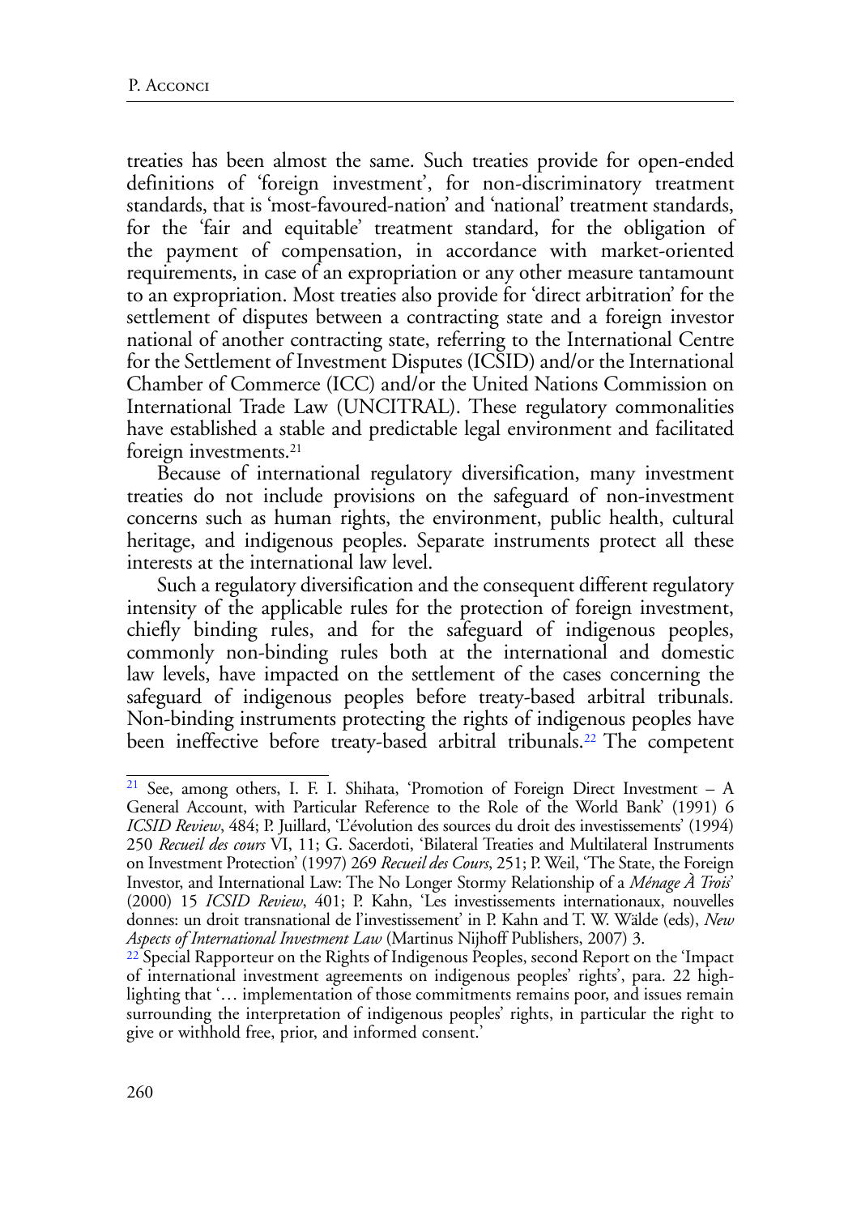treaties has been almost the same. Such treaties provide for open-ended definitions of 'foreign investment', for non-discriminatory treatment standards, that is 'most-favoured-nation' and 'national' treatment standards, for the 'fair and equitable' treatment standard, for the obligation of the payment of compensation, in accordance with market-oriented requirements, in case of an expropriation or any other measure tantamount to an expropriation. Most treaties also provide for 'direct arbitration' for the settlement of disputes between a contracting state and a foreign investor national of another contracting state, referring to the International Centre for the Settlement of Investment Disputes (ICSID) and/or the International Chamber of Commerce (ICC) and/or the United Nations Commission on International Trade Law (UNCITRAL). These regulatory commonalities have established a stable and predictable legal environment and facilitated foreign investments.[21]

Because of international regulatory diversification, many investment treaties do not include provisions on the safeguard of non-investment concerns such as human rights, the environment, public health, cultural heritage, and indigenous peoples. Separate instruments protect all these interests at the international law level.

Such a regulatory diversification and the consequent different regulatory intensity of the applicable rules for the protection of foreign investment, chiefly binding rules, and for the safeguard of indigenous peoples, commonly non-binding rules both at the international and domestic law levels, have impacted on the settlement of the cases concerning the safeguard of indigenous peoples before treaty-based arbitral tribunals. Non-binding instruments protecting the rights of indigenous peoples have been ineffective before treaty-based arbitral tribunals.[22] The competent

---

[21] See, among others, I. F. I. Shihata, 'Promotion of Foreign Direct Investment – A General Account, with Particular Reference to the Role of the World Bank' (1991) 6 *ICSID Review*, 484; P. Juillard, 'L'évolution des sources du droit des investissements' (1994) 250 *Recueil des cours* VI, 11; G. Sacerdoti, 'Bilateral Treaties and Multilateral Instruments on Investment Protection' (1997) 269 *Recueil des Cours*, 251; P. Weil, 'The State, the Foreign Investor, and International Law: The No Longer Stormy Relationship of a *Ménage À Trois*' (2000) 15 *ICSID Review*, 401; P. Kahn, 'Les investissements internationaux, nouvelles donnes: un droit transnational de l'investissement' in P. Kahn and T. W. Wälde (eds), *New Aspects of International Investment Law* (Martinus Nijhoff Publishers, 2007) 3.

[22] Special Rapporteur on the Rights of Indigenous Peoples, second Report on the 'Impact of international investment agreements on indigenous peoples' rights', para. 22 highlighting that '… implementation of those commitments remains poor, and issues remain surrounding the interpretation of indigenous peoples' rights, in particular the right to give or withhold free, prior, and informed consent.'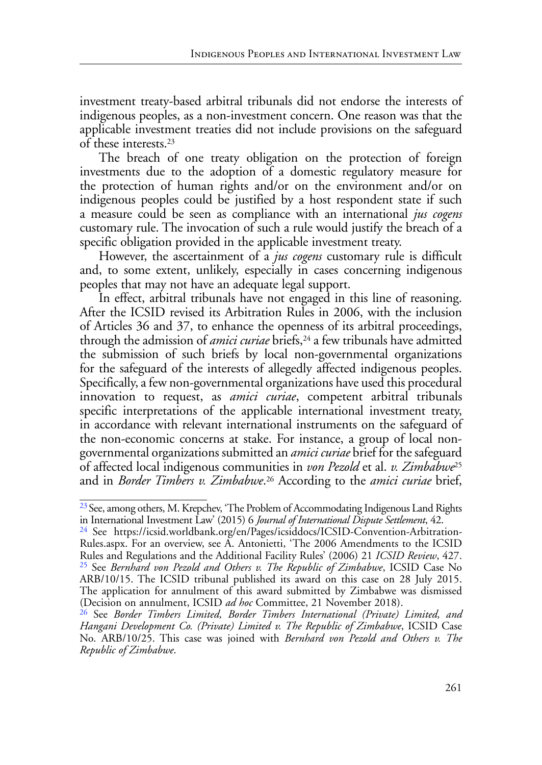investment treaty-based arbitral tribunals did not endorse the interests of indigenous peoples, as a non-investment concern. One reason was that the applicable investment treaties did not include provisions on the safeguard of these interests.[23]

The breach of one treaty obligation on the protection of foreign investments due to the adoption of a domestic regulatory measure for the protection of human rights and/or on the environment and/or on indigenous peoples could be justified by a host respondent state if such a measure could be seen as compliance with an international *jus cogens* customary rule. The invocation of such a rule would justify the breach of a specific obligation provided in the applicable investment treaty.

However, the ascertainment of a *jus cogens* customary rule is difficult and, to some extent, unlikely, especially in cases concerning indigenous peoples that may not have an adequate legal support.

In effect, arbitral tribunals have not engaged in this line of reasoning. After the ICSID revised its Arbitration Rules in 2006, with the inclusion of Articles 36 and 37, to enhance the openness of its arbitral proceedings, through the admission of *amici curiae* briefs,[24] a few tribunals have admitted the submission of such briefs by local non-governmental organizations for the safeguard of the interests of allegedly affected indigenous peoples. Specifically, a few non-governmental organizations have used this procedural innovation to request, as *amici curiae*, competent arbitral tribunals specific interpretations of the applicable international investment treaty, in accordance with relevant international instruments on the safeguard of the non-economic concerns at stake. For instance, a group of local non-governmental organizations submitted an *amici curiae* brief for the safeguard of affected local indigenous communities in *von Pezold* et al. *v. Zimbabwe*[25] and in *Border Timbers v. Zimbabwe*.[26] According to the *amici curiae* brief,

---

[23] See, among others, M. Krepchev, 'The Problem of Accommodating Indigenous Land Rights in International Investment Law' (2015) 6 *Journal of International Dispute Settlement*, 42.

[24] See https://icsid.worldbank.org/en/Pages/icsiddocs/ICSID-Convention-Arbitration-Rules.aspx. For an overview, see A. Antonietti, 'The 2006 Amendments to the ICSID Rules and Regulations and the Additional Facility Rules' (2006) 21 *ICSID Review*, 427.

[25] See *Bernhard von Pezold and Others v. The Republic of Zimbabwe*, ICSID Case No ARB/10/15. The ICSID tribunal published its award on this case on 28 July 2015. The application for annulment of this award submitted by Zimbabwe was dismissed (Decision on annulment, ICSID *ad hoc* Committee, 21 November 2018).

[26] See *Border Timbers Limited, Border Timbers International (Private) Limited, and Hangani Development Co. (Private) Limited v. The Republic of Zimbabwe*, ICSID Case No. ARB/10/25. This case was joined with *Bernhard von Pezold and Others v. The Republic of Zimbabwe*.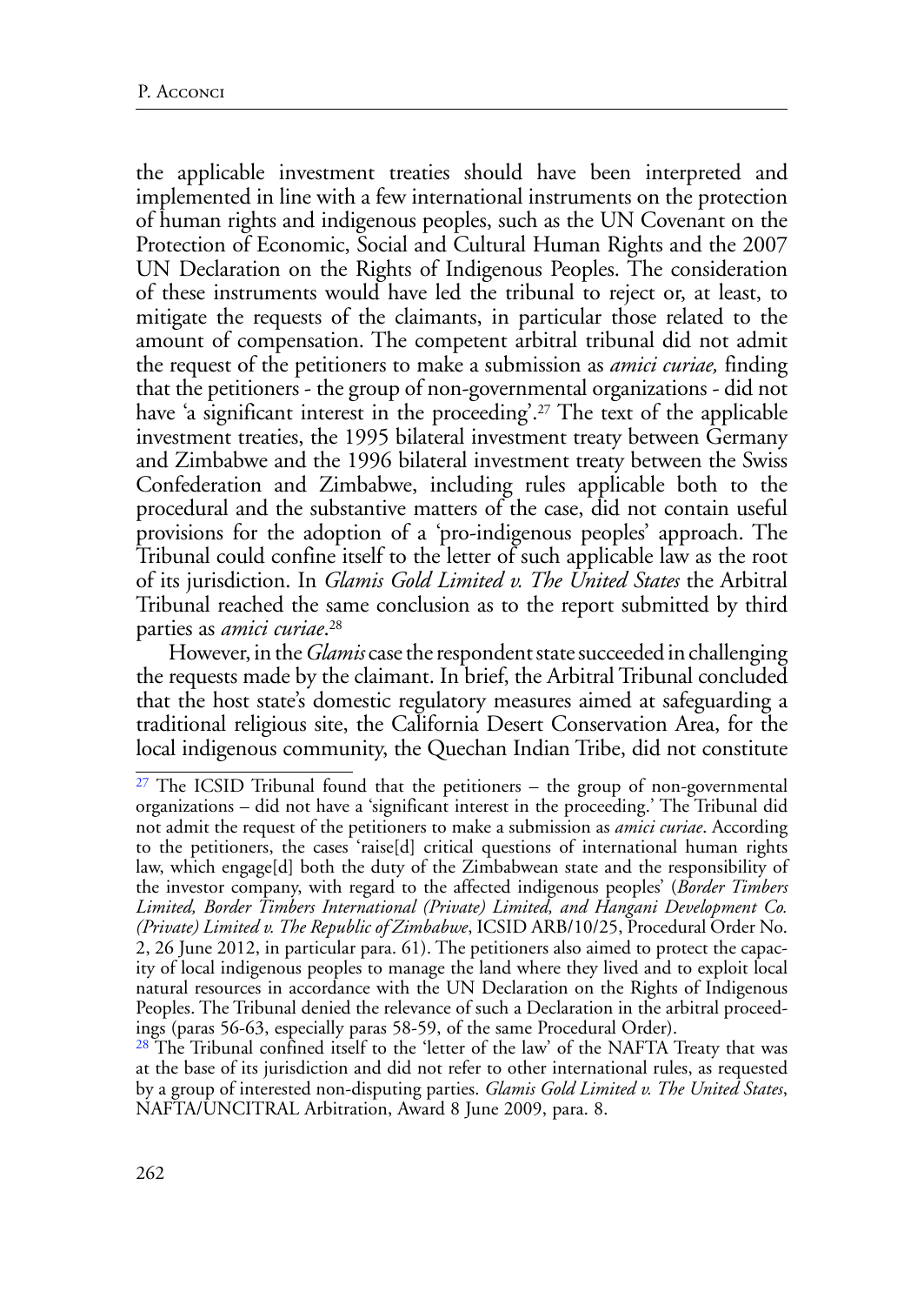the applicable investment treaties should have been interpreted and implemented in line with a few international instruments on the protection of human rights and indigenous peoples, such as the UN Covenant on the Protection of Economic, Social and Cultural Human Rights and the 2007 UN Declaration on the Rights of Indigenous Peoples. The consideration of these instruments would have led the tribunal to reject or, at least, to mitigate the requests of the claimants, in particular those related to the amount of compensation. The competent arbitral tribunal did not admit the request of the petitioners to make a submission as *amici curiae,* finding that the petitioners - the group of non-governmental organizations - did not have 'a significant interest in the proceeding'.[27] The text of the applicable investment treaties, the 1995 bilateral investment treaty between Germany and Zimbabwe and the 1996 bilateral investment treaty between the Swiss Confederation and Zimbabwe, including rules applicable both to the procedural and the substantive matters of the case, did not contain useful provisions for the adoption of a 'pro-indigenous peoples' approach. The Tribunal could confine itself to the letter of such applicable law as the root of its jurisdiction. In *Glamis Gold Limited v. The United States* the Arbitral Tribunal reached the same conclusion as to the report submitted by third parties as *amici curiae*.[28]

However, in the *Glamis* case the respondent state succeeded in challenging the requests made by the claimant. In brief, the Arbitral Tribunal concluded that the host state's domestic regulatory measures aimed at safeguarding a traditional religious site, the California Desert Conservation Area, for the local indigenous community, the Quechan Indian Tribe, did not constitute

---

[27] The ICSID Tribunal found that the petitioners – the group of non-governmental organizations – did not have a 'significant interest in the proceeding.' The Tribunal did not admit the request of the petitioners to make a submission as *amici curiae*. According to the petitioners, the cases 'raise[d] critical questions of international human rights law, which engage[d] both the duty of the Zimbabwean state and the responsibility of the investor company, with regard to the affected indigenous peoples' (*Border Timbers Limited, Border Timbers International (Private) Limited, and Hangani Development Co. (Private) Limited v. The Republic of Zimbabwe*, ICSID ARB/10/25, Procedural Order No. 2, 26 June 2012, in particular para. 61). The petitioners also aimed to protect the capacity of local indigenous peoples to manage the land where they lived and to exploit local natural resources in accordance with the UN Declaration on the Rights of Indigenous Peoples. The Tribunal denied the relevance of such a Declaration in the arbitral proceedings (paras 56-63, especially paras 58-59, of the same Procedural Order).

[28] The Tribunal confined itself to the 'letter of the law' of the NAFTA Treaty that was at the base of its jurisdiction and did not refer to other international rules, as requested by a group of interested non-disputing parties. *Glamis Gold Limited v. The United States*, NAFTA/UNCITRAL Arbitration, Award 8 June 2009, para. 8.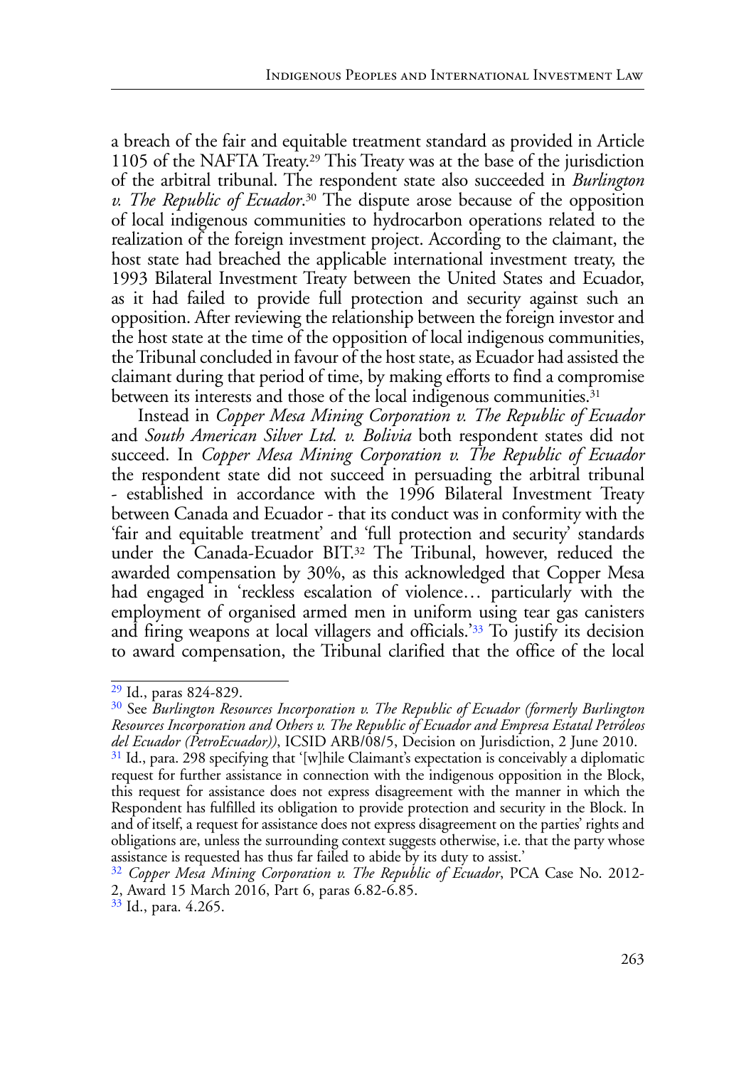a breach of the fair and equitable treatment standard as provided in Article 1105 of the NAFTA Treaty.[29] This Treaty was at the base of the jurisdiction of the arbitral tribunal. The respondent state also succeeded in *Burlington v. The Republic of Ecuador*.[30] The dispute arose because of the opposition of local indigenous communities to hydrocarbon operations related to the realization of the foreign investment project. According to the claimant, the host state had breached the applicable international investment treaty, the 1993 Bilateral Investment Treaty between the United States and Ecuador, as it had failed to provide full protection and security against such an opposition. After reviewing the relationship between the foreign investor and the host state at the time of the opposition of local indigenous communities, the Tribunal concluded in favour of the host state, as Ecuador had assisted the claimant during that period of time, by making efforts to find a compromise between its interests and those of the local indigenous communities.[31]

Instead in *Copper Mesa Mining Corporation v. The Republic of Ecuador* and *South American Silver Ltd. v. Bolivia* both respondent states did not succeed. In *Copper Mesa Mining Corporation v. The Republic of Ecuador* the respondent state did not succeed in persuading the arbitral tribunal - established in accordance with the 1996 Bilateral Investment Treaty between Canada and Ecuador - that its conduct was in conformity with the 'fair and equitable treatment' and 'full protection and security' standards under the Canada-Ecuador BIT.[32] The Tribunal, however, reduced the awarded compensation by 30%, as this acknowledged that Copper Mesa had engaged in 'reckless escalation of violence… particularly with the employment of organised armed men in uniform using tear gas canisters and firing weapons at local villagers and officials.'[33] To justify its decision to award compensation, the Tribunal clarified that the office of the local

---

[29] Id., paras 824-829.

[30] See *Burlington Resources Incorporation v. The Republic of Ecuador (formerly Burlington Resources Incorporation and Others v. The Republic of Ecuador and Empresa Estatal Petróleos del Ecuador (PetroEcuador))*, ICSID ARB/08/5, Decision on Jurisdiction, 2 June 2010.

[31] Id., para. 298 specifying that '[w]hile Claimant's expectation is conceivably a diplomatic request for further assistance in connection with the indigenous opposition in the Block, this request for assistance does not express disagreement with the manner in which the Respondent has fulfilled its obligation to provide protection and security in the Block. In and of itself, a request for assistance does not express disagreement on the parties' rights and obligations are, unless the surrounding context suggests otherwise, i.e. that the party whose assistance is requested has thus far failed to abide by its duty to assist.'

[32] *Copper Mesa Mining Corporation v. The Republic of Ecuador*, PCA Case No. 2012-2, Award 15 March 2016, Part 6, paras 6.82-6.85.

[33] Id., para. 4.265.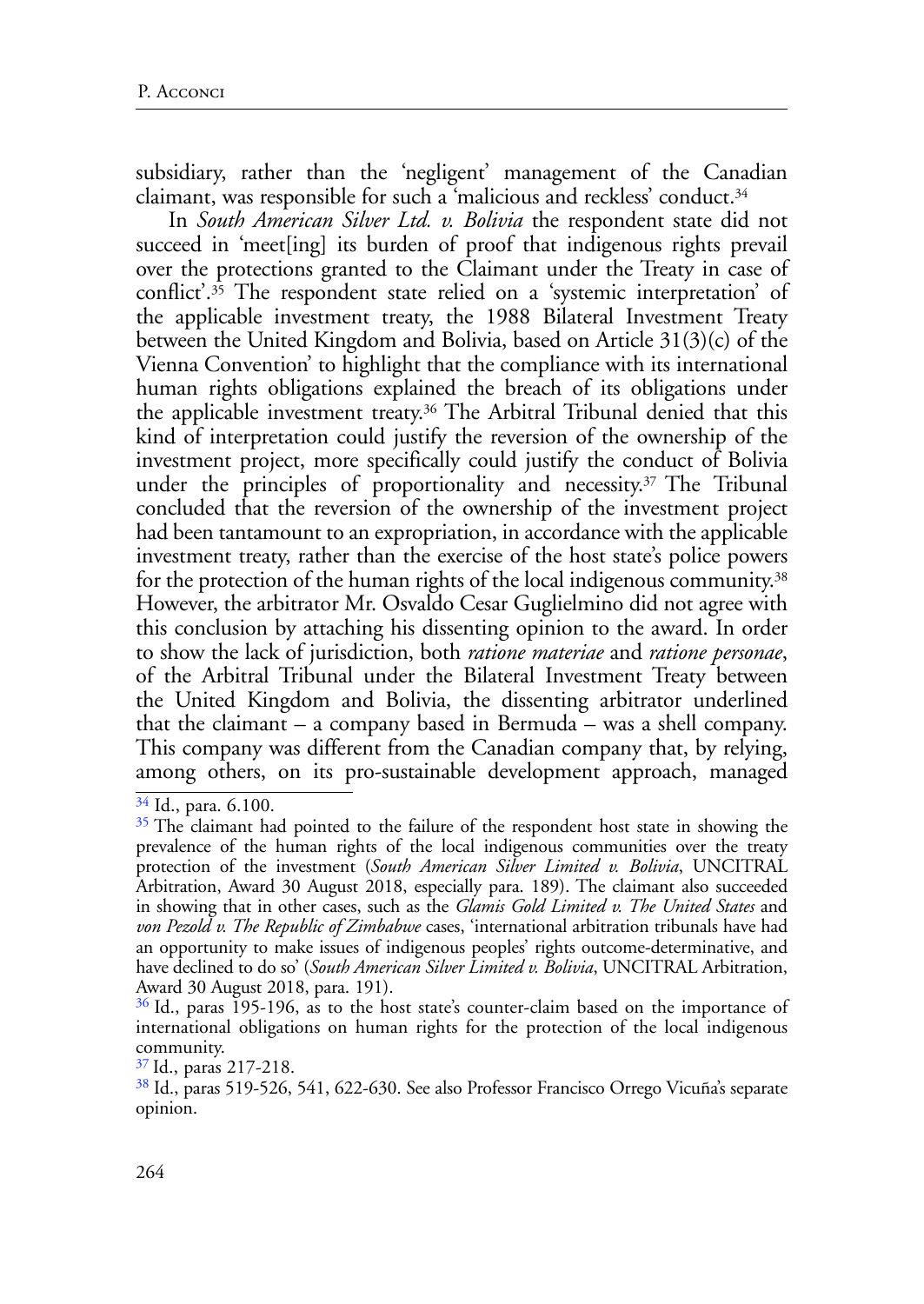subsidiary, rather than the 'negligent' management of the Canadian claimant, was responsible for such a 'malicious and reckless' conduct.[34]

In *South American Silver Ltd. v. Bolivia* the respondent state did not succeed in 'meet[ing] its burden of proof that indigenous rights prevail over the protections granted to the Claimant under the Treaty in case of conflict'.[35] The respondent state relied on a 'systemic interpretation' of the applicable investment treaty, the 1988 Bilateral Investment Treaty between the United Kingdom and Bolivia, based on Article 31(3)(c) of the Vienna Convention' to highlight that the compliance with its international human rights obligations explained the breach of its obligations under the applicable investment treaty.[36] The Arbitral Tribunal denied that this kind of interpretation could justify the reversion of the ownership of the investment project, more specifically could justify the conduct of Bolivia under the principles of proportionality and necessity.[37] The Tribunal concluded that the reversion of the ownership of the investment project had been tantamount to an expropriation, in accordance with the applicable investment treaty, rather than the exercise of the host state's police powers for the protection of the human rights of the local indigenous community.[38] However, the arbitrator Mr. Osvaldo Cesar Guglielmino did not agree with this conclusion by attaching his dissenting opinion to the award. In order to show the lack of jurisdiction, both *ratione materiae* and *ratione personae*, of the Arbitral Tribunal under the Bilateral Investment Treaty between the United Kingdom and Bolivia, the dissenting arbitrator underlined that the claimant – a company based in Bermuda – was a shell company. This company was different from the Canadian company that, by relying, among others, on its pro-sustainable development approach, managed

---

[34] Id., para. 6.100.

[35] The claimant had pointed to the failure of the respondent host state in showing the prevalence of the human rights of the local indigenous communities over the treaty protection of the investment (*South American Silver Limited v. Bolivia*, UNCITRAL Arbitration, Award 30 August 2018, especially para. 189). The claimant also succeeded in showing that in other cases, such as the *Glamis Gold Limited v. The United States* and *von Pezold v. The Republic of Zimbabwe* cases, 'international arbitration tribunals have had an opportunity to make issues of indigenous peoples' rights outcome-determinative, and have declined to do so' (*South American Silver Limited v. Bolivia*, UNCITRAL Arbitration, Award 30 August 2018, para. 191).

[36] Id., paras 195-196, as to the host state's counter-claim based on the importance of international obligations on human rights for the protection of the local indigenous community.

[37] Id., paras 217-218.

[38] Id., paras 519-526, 541, 622-630. See also Professor Francisco Orrego Vicuña's separate opinion.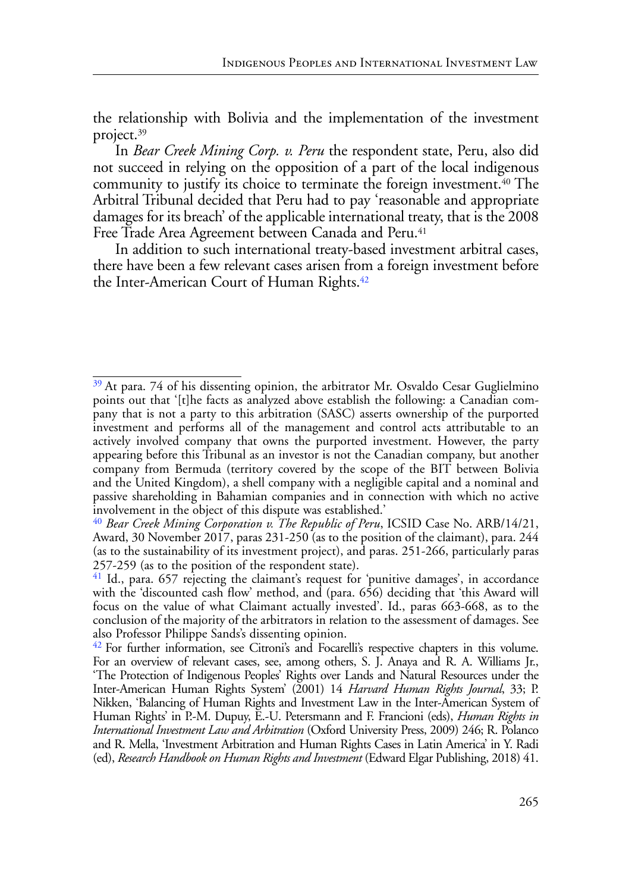the relationship with Bolivia and the implementation of the investment project.[39]

In *Bear Creek Mining Corp. v. Peru* the respondent state, Peru, also did not succeed in relying on the opposition of a part of the local indigenous community to justify its choice to terminate the foreign investment.[40] The Arbitral Tribunal decided that Peru had to pay 'reasonable and appropriate damages for its breach' of the applicable international treaty, that is the 2008 Free Trade Area Agreement between Canada and Peru.[41]

In addition to such international treaty-based investment arbitral cases, there have been a few relevant cases arisen from a foreign investment before the Inter-American Court of Human Rights.[42]

---

[39] At para. 74 of his dissenting opinion, the arbitrator Mr. Osvaldo Cesar Guglielmino points out that '[t]he facts as analyzed above establish the following: a Canadian company that is not a party to this arbitration (SASC) asserts ownership of the purported investment and performs all of the management and control acts attributable to an actively involved company that owns the purported investment. However, the party appearing before this Tribunal as an investor is not the Canadian company, but another company from Bermuda (territory covered by the scope of the BIT between Bolivia and the United Kingdom), a shell company with a negligible capital and a nominal and passive shareholding in Bahamian companies and in connection with which no active involvement in the object of this dispute was established.'

[40] *Bear Creek Mining Corporation v. The Republic of Peru*, ICSID Case No. ARB/14/21, Award, 30 November 2017, paras 231-250 (as to the position of the claimant), para. 244 (as to the sustainability of its investment project), and paras. 251-266, particularly paras 257-259 (as to the position of the respondent state).

[41] Id., para. 657 rejecting the claimant's request for 'punitive damages', in accordance with the 'discounted cash flow' method, and (para. 656) deciding that 'this Award will focus on the value of what Claimant actually invested'. Id., paras 663-668, as to the conclusion of the majority of the arbitrators in relation to the assessment of damages. See also Professor Philippe Sands's dissenting opinion.

[42] For further information, see Citroni's and Focarelli's respective chapters in this volume. For an overview of relevant cases, see, among others, S. J. Anaya and R. A. Williams Jr., 'The Protection of Indigenous Peoples' Rights over Lands and Natural Resources under the Inter-American Human Rights System' (2001) 14 *Harvard Human Rights Journal*, 33; P. Nikken, 'Balancing of Human Rights and Investment Law in the Inter-American System of Human Rights' in P.-M. Dupuy, E.-U. Petersmann and F. Francioni (eds), *Human Rights in International Investment Law and Arbitration* (Oxford University Press, 2009) 246; R. Polanco and R. Mella, 'Investment Arbitration and Human Rights Cases in Latin America' in Y. Radi (ed), *Research Handbook on Human Rights and Investment* (Edward Elgar Publishing, 2018) 41.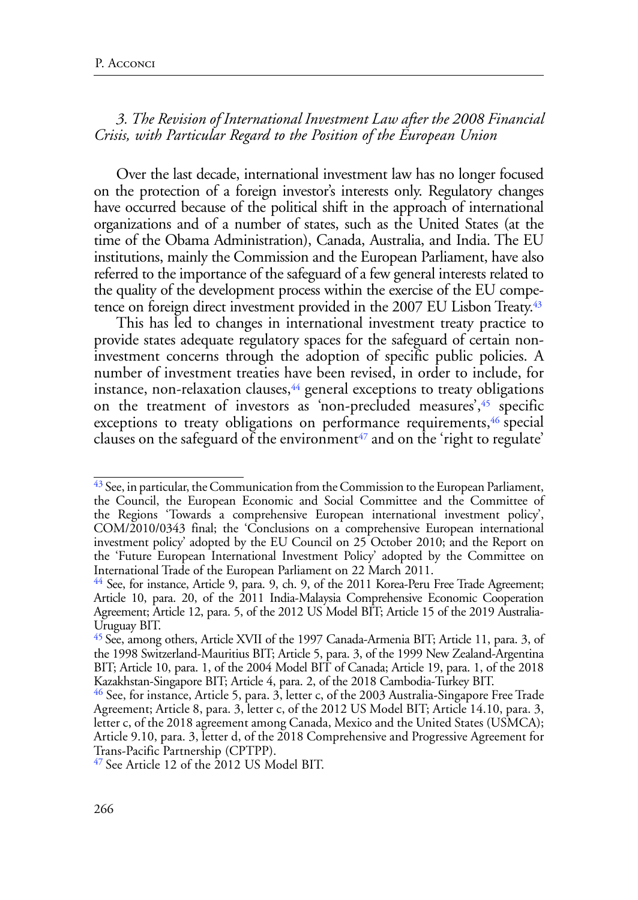### *3. The Revision of International Investment Law after the 2008 Financial Crisis, with Particular Regard to the Position of the European Union*

Over the last decade, international investment law has no longer focused on the protection of a foreign investor's interests only. Regulatory changes have occurred because of the political shift in the approach of international organizations and of a number of states, such as the United States (at the time of the Obama Administration), Canada, Australia, and India. The EU institutions, mainly the Commission and the European Parliament, have also referred to the importance of the safeguard of a few general interests related to the quality of the development process within the exercise of the EU competence on foreign direct investment provided in the 2007 EU Lisbon Treaty.[43]

This has led to changes in international investment treaty practice to provide states adequate regulatory spaces for the safeguard of certain non-investment concerns through the adoption of specific public policies. A number of investment treaties have been revised, in order to include, for instance, non-relaxation clauses,[44] general exceptions to treaty obligations on the treatment of investors as 'non-precluded measures',[45] specific exceptions to treaty obligations on performance requirements,[46] special clauses on the safeguard of the environment[47] and on the 'right to regulate'

---

[43] See, in particular, the Communication from the Commission to the European Parliament, the Council, the European Economic and Social Committee and the Committee of the Regions 'Towards a comprehensive European international investment policy', COM/2010/0343 final; the 'Conclusions on a comprehensive European international investment policy' adopted by the EU Council on 25 October 2010; and the Report on the 'Future European International Investment Policy' adopted by the Committee on International Trade of the European Parliament on 22 March 2011.

[44] See, for instance, Article 9, para. 9, ch. 9, of the 2011 Korea-Peru Free Trade Agreement; Article 10, para. 20, of the 2011 India-Malaysia Comprehensive Economic Cooperation Agreement; Article 12, para. 5, of the 2012 US Model BIT; Article 15 of the 2019 Australia-Uruguay BIT.

[45] See, among others, Article XVII of the 1997 Canada-Armenia BIT; Article 11, para. 3, of the 1998 Switzerland-Mauritius BIT; Article 5, para. 3, of the 1999 New Zealand-Argentina BIT; Article 10, para. 1, of the 2004 Model BIT of Canada; Article 19, para. 1, of the 2018 Kazakhstan-Singapore BIT; Article 4, para. 2, of the 2018 Cambodia-Turkey BIT.

[46] See, for instance, Article 5, para. 3, letter c, of the 2003 Australia-Singapore Free Trade Agreement; Article 8, para. 3, letter c, of the 2012 US Model BIT; Article 14.10, para. 3, letter c, of the 2018 agreement among Canada, Mexico and the United States (USMCA); Article 9.10, para. 3, letter d, of the 2018 Comprehensive and Progressive Agreement for Trans-Pacific Partnership (CPTPP).

[47] See Article 12 of the 2012 US Model BIT.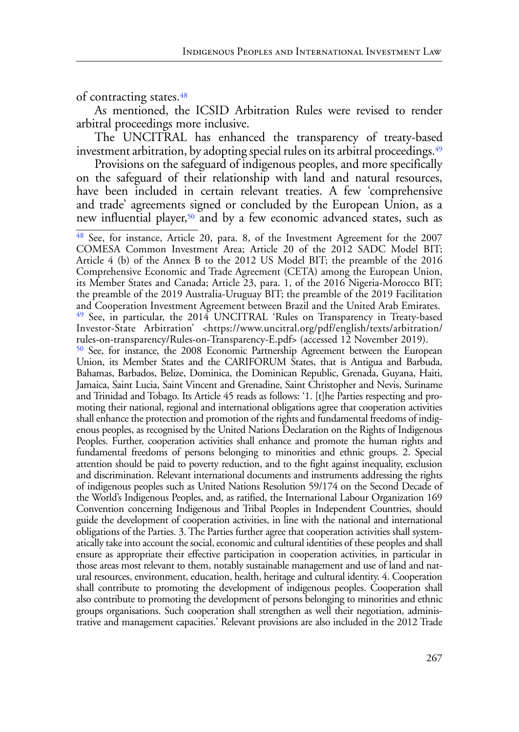of contracting states.[48]

As mentioned, the ICSID Arbitration Rules were revised to render arbitral proceedings more inclusive.

The UNCITRAL has enhanced the transparency of treaty-based investment arbitration, by adopting special rules on its arbitral proceedings.[49]

Provisions on the safeguard of indigenous peoples, and more specifically on the safeguard of their relationship with land and natural resources, have been included in certain relevant treaties. A few 'comprehensive and trade' agreements signed or concluded by the European Union, as a new influential player,[50] and by a few economic advanced states, such as

---

[48] See, for instance, Article 20, para. 8, of the Investment Agreement for the 2007 COMESA Common Investment Area; Article 20 of the 2012 SADC Model BIT; Article 4 (b) of the Annex B to the 2012 US Model BIT; the preamble of the 2016 Comprehensive Economic and Trade Agreement (CETA) among the European Union, its Member States and Canada; Article 23, para. 1, of the 2016 Nigeria-Morocco BIT; the preamble of the 2019 Australia-Uruguay BIT; the preamble of the 2019 Facilitation and Cooperation Investment Agreement between Brazil and the United Arab Emirates.

[49] See, in particular, the 2014 UNCITRAL 'Rules on Transparency in Treaty-based Investor-State Arbitration' <https://www.uncitral.org/pdf/english/texts/arbitration/rules-on-transparency/Rules-on-Transparency-E.pdf> (accessed 12 November 2019).

[50] See, for instance, the 2008 Economic Partnership Agreement between the European Union, its Member States and the CARIFORUM States, that is Antigua and Barbuda, Bahamas, Barbados, Belize, Dominica, the Dominican Republic, Grenada, Guyana, Haiti, Jamaica, Saint Lucia, Saint Vincent and Grenadine, Saint Christopher and Nevis, Suriname and Trinidad and Tobago. Its Article 45 reads as follows: '1. [t]he Parties respecting and promoting their national, regional and international obligations agree that cooperation activities shall enhance the protection and promotion of the rights and fundamental freedoms of indigenous peoples, as recognised by the United Nations Declaration on the Rights of Indigenous Peoples. Further, cooperation activities shall enhance and promote the human rights and fundamental freedoms of persons belonging to minorities and ethnic groups. 2. Special attention should be paid to poverty reduction, and to the fight against inequality, exclusion and discrimination. Relevant international documents and instruments addressing the rights of indigenous peoples such as United Nations Resolution 59/174 on the Second Decade of the World's Indigenous Peoples, and, as ratified, the International Labour Organization 169 Convention concerning Indigenous and Tribal Peoples in Independent Countries, should guide the development of cooperation activities, in line with the national and international obligations of the Parties. 3. The Parties further agree that cooperation activities shall systematically take into account the social, economic and cultural identities of these peoples and shall ensure as appropriate their effective participation in cooperation activities, in particular in those areas most relevant to them, notably sustainable management and use of land and natural resources, environment, education, health, heritage and cultural identity. 4. Cooperation shall contribute to promoting the development of indigenous peoples. Cooperation shall also contribute to promoting the development of persons belonging to minorities and ethnic groups organisations. Such cooperation shall strengthen as well their negotiation, administrative and management capacities.' Relevant provisions are also included in the 2012 Trade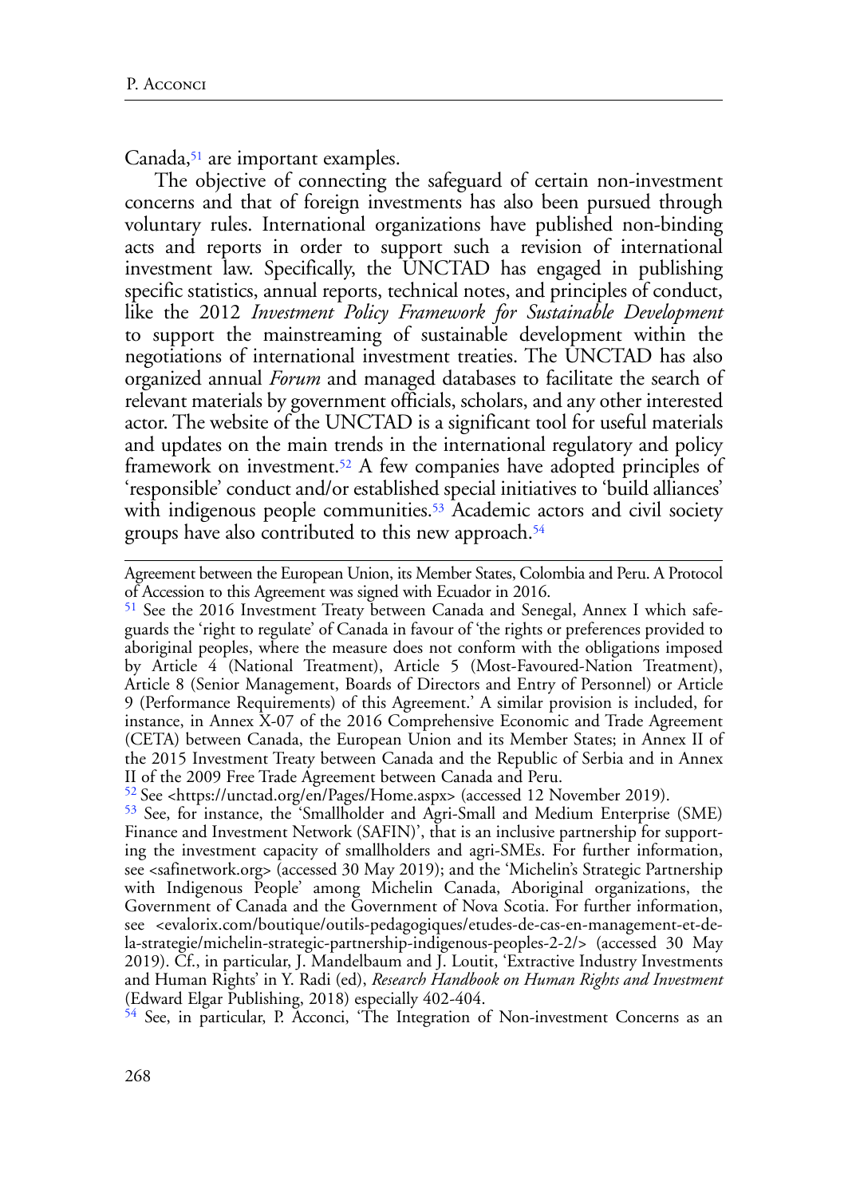Canada,[51] are important examples.

The objective of connecting the safeguard of certain non-investment concerns and that of foreign investments has also been pursued through voluntary rules. International organizations have published non-binding acts and reports in order to support such a revision of international investment law. Specifically, the UNCTAD has engaged in publishing specific statistics, annual reports, technical notes, and principles of conduct, like the 2012 *Investment Policy Framework for Sustainable Development* to support the mainstreaming of sustainable development within the negotiations of international investment treaties. The UNCTAD has also organized annual *Forum* and managed databases to facilitate the search of relevant materials by government officials, scholars, and any other interested actor. The website of the UNCTAD is a significant tool for useful materials and updates on the main trends in the international regulatory and policy framework on investment.[52] A few companies have adopted principles of 'responsible' conduct and/or established special initiatives to 'build alliances' with indigenous people communities.[53] Academic actors and civil society groups have also contributed to this new approach.[54]

---

Agreement between the European Union, its Member States, Colombia and Peru. A Protocol of Accession to this Agreement was signed with Ecuador in 2016.

[51] See the 2016 Investment Treaty between Canada and Senegal, Annex I which safeguards the 'right to regulate' of Canada in favour of 'the rights or preferences provided to aboriginal peoples, where the measure does not conform with the obligations imposed by Article 4 (National Treatment), Article 5 (Most-Favoured-Nation Treatment), Article 8 (Senior Management, Boards of Directors and Entry of Personnel) or Article 9 (Performance Requirements) of this Agreement.' A similar provision is included, for instance, in Annex X-07 of the 2016 Comprehensive Economic and Trade Agreement (CETA) between Canada, the European Union and its Member States; in Annex II of the 2015 Investment Treaty between Canada and the Republic of Serbia and in Annex II of the 2009 Free Trade Agreement between Canada and Peru.

[52] See <https://unctad.org/en/Pages/Home.aspx> (accessed 12 November 2019).

[53] See, for instance, the 'Smallholder and Agri-Small and Medium Enterprise (SME) Finance and Investment Network (SAFIN)', that is an inclusive partnership for supporting the investment capacity of smallholders and agri-SMEs. For further information, see <safinetwork.org> (accessed 30 May 2019); and the 'Michelin's Strategic Partnership with Indigenous People' among Michelin Canada, Aboriginal organizations, the Government of Canada and the Government of Nova Scotia. For further information, see <evalorix.com/boutique/outils-pedagogiques/etudes-de-cas-en-management-et-de-la-strategie/michelin-strategic-partnership-indigenous-peoples-2-2/> (accessed 30 May 2019). Cf., in particular, J. Mandelbaum and J. Loutit, 'Extractive Industry Investments and Human Rights' in Y. Radi (ed), *Research Handbook on Human Rights and Investment* (Edward Elgar Publishing, 2018) especially 402-404.

[54] See, in particular, P. Acconci, 'The Integration of Non-investment Concerns as an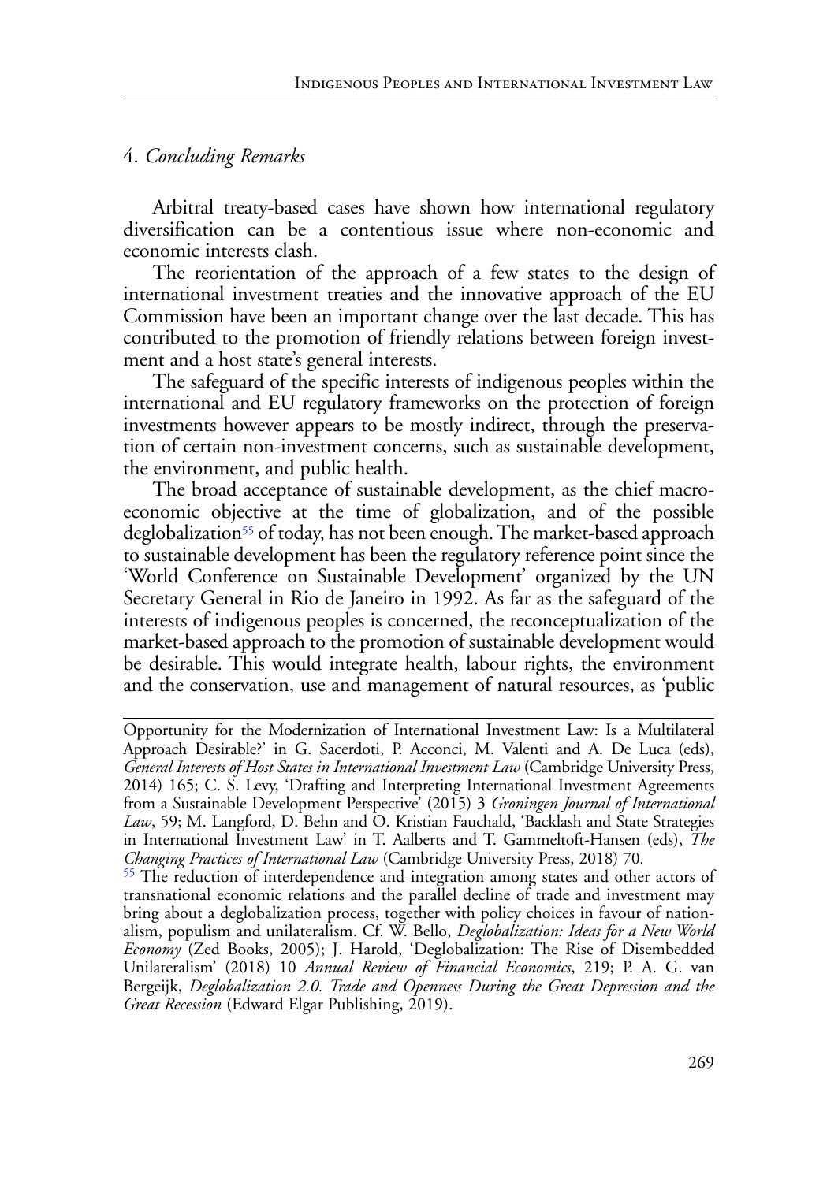## 4. *Concluding Remarks*

Arbitral treaty-based cases have shown how international regulatory diversification can be a contentious issue where non-economic and economic interests clash.

The reorientation of the approach of a few states to the design of international investment treaties and the innovative approach of the EU Commission have been an important change over the last decade. This has contributed to the promotion of friendly relations between foreign investment and a host state's general interests.

The safeguard of the specific interests of indigenous peoples within the international and EU regulatory frameworks on the protection of foreign investments however appears to be mostly indirect, through the preservation of certain non-investment concerns, such as sustainable development, the environment, and public health.

The broad acceptance of sustainable development, as the chief macroeconomic objective at the time of globalization, and of the possible deglobalization[55] of today, has not been enough. The market-based approach to sustainable development has been the regulatory reference point since the 'World Conference on Sustainable Development' organized by the UN Secretary General in Rio de Janeiro in 1992. As far as the safeguard of the interests of indigenous peoples is concerned, the reconceptualization of the market-based approach to the promotion of sustainable development would be desirable. This would integrate health, labour rights, the environment and the conservation, use and management of natural resources, as 'public

---

Opportunity for the Modernization of International Investment Law: Is a Multilateral Approach Desirable?' in G. Sacerdoti, P. Acconci, M. Valenti and A. De Luca (eds), *General Interests of Host States in International Investment Law* (Cambridge University Press, 2014) 165; C. S. Levy, 'Drafting and Interpreting International Investment Agreements from a Sustainable Development Perspective' (2015) 3 *Groningen Journal of International Law*, 59; M. Langford, D. Behn and O. Kristian Fauchald, 'Backlash and State Strategies in International Investment Law' in T. Aalberts and T. Gammeltoft-Hansen (eds), *The Changing Practices of International Law* (Cambridge University Press, 2018) 70.

[55] The reduction of interdependence and integration among states and other actors of transnational economic relations and the parallel decline of trade and investment may bring about a deglobalization process, together with policy choices in favour of nationalism, populism and unilateralism. Cf. W. Bello, *Deglobalization: Ideas for a New World Economy* (Zed Books, 2005); J. Harold, 'Deglobalization: The Rise of Disembedded Unilateralism' (2018) 10 *Annual Review of Financial Economics*, 219; P. A. G. van Bergeijk, *Deglobalization 2.0. Trade and Openness During the Great Depression and the Great Recession* (Edward Elgar Publishing, 2019).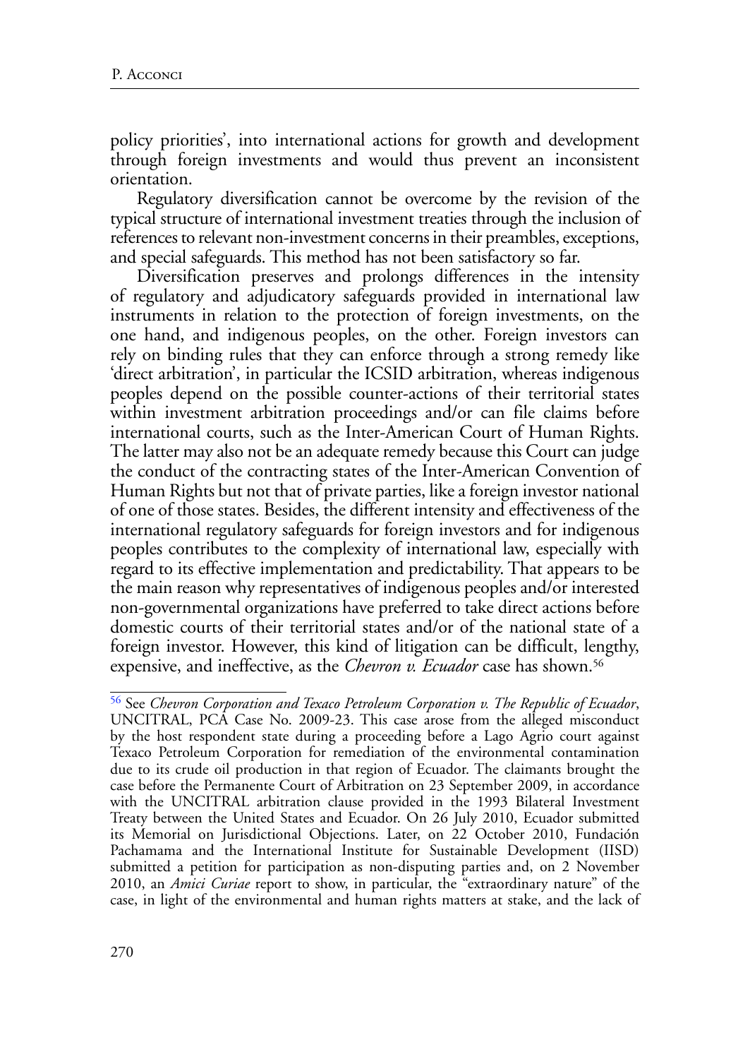policy priorities', into international actions for growth and development through foreign investments and would thus prevent an inconsistent orientation.

Regulatory diversification cannot be overcome by the revision of the typical structure of international investment treaties through the inclusion of references to relevant non-investment concerns in their preambles, exceptions, and special safeguards. This method has not been satisfactory so far.

Diversification preserves and prolongs differences in the intensity of regulatory and adjudicatory safeguards provided in international law instruments in relation to the protection of foreign investments, on the one hand, and indigenous peoples, on the other. Foreign investors can rely on binding rules that they can enforce through a strong remedy like 'direct arbitration', in particular the ICSID arbitration, whereas indigenous peoples depend on the possible counter-actions of their territorial states within investment arbitration proceedings and/or can file claims before international courts, such as the Inter-American Court of Human Rights. The latter may also not be an adequate remedy because this Court can judge the conduct of the contracting states of the Inter-American Convention of Human Rights but not that of private parties, like a foreign investor national of one of those states. Besides, the different intensity and effectiveness of the international regulatory safeguards for foreign investors and for indigenous peoples contributes to the complexity of international law, especially with regard to its effective implementation and predictability. That appears to be the main reason why representatives of indigenous peoples and/or interested non-governmental organizations have preferred to take direct actions before domestic courts of their territorial states and/or of the national state of a foreign investor. However, this kind of litigation can be difficult, lengthy, expensive, and ineffective, as the *Chevron v. Ecuador* case has shown.[56]

---

[56] See *Chevron Corporation and Texaco Petroleum Corporation v. The Republic of Ecuador*, UNCITRAL, PCA Case No. 2009-23. This case arose from the alleged misconduct by the host respondent state during a proceeding before a Lago Agrio court against Texaco Petroleum Corporation for remediation of the environmental contamination due to its crude oil production in that region of Ecuador. The claimants brought the case before the Permanente Court of Arbitration on 23 September 2009, in accordance with the UNCITRAL arbitration clause provided in the 1993 Bilateral Investment Treaty between the United States and Ecuador. On 26 July 2010, Ecuador submitted its Memorial on Jurisdictional Objections. Later, on 22 October 2010, Fundación Pachamama and the International Institute for Sustainable Development (IISD) submitted a petition for participation as non-disputing parties and, on 2 November 2010, an *Amici Curiae* report to show, in particular, the "extraordinary nature" of the case, in light of the environmental and human rights matters at stake, and the lack of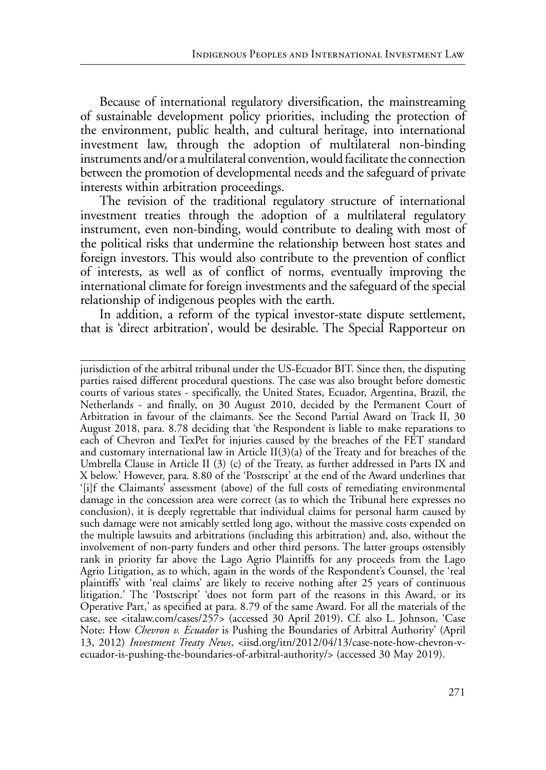Because of international regulatory diversification, the mainstreaming of sustainable development policy priorities, including the protection of the environment, public health, and cultural heritage, into international investment law, through the adoption of multilateral non-binding instruments and/or a multilateral convention, would facilitate the connection between the promotion of developmental needs and the safeguard of private interests within arbitration proceedings.

The revision of the traditional regulatory structure of international investment treaties through the adoption of a multilateral regulatory instrument, even non-binding, would contribute to dealing with most of the political risks that undermine the relationship between host states and foreign investors. This would also contribute to the prevention of conflict of interests, as well as of conflict of norms, eventually improving the international climate for foreign investments and the safeguard of the special relationship of indigenous peoples with the earth.

In addition, a reform of the typical investor-state dispute settlement, that is 'direct arbitration', would be desirable. The Special Rapporteur on

---

jurisdiction of the arbitral tribunal under the US-Ecuador BIT. Since then, the disputing parties raised different procedural questions. The case was also brought before domestic courts of various states - specifically, the United States, Ecuador, Argentina, Brazil, the Netherlands - and finally, on 30 August 2010, decided by the Permanent Court of Arbitration in favour of the claimants. See the Second Partial Award on Track II, 30 August 2018, para. 8.78 deciding that 'the Respondent is liable to make reparations to each of Chevron and TexPet for injuries caused by the breaches of the FET standard and customary international law in Article II(3)(a) of the Treaty and for breaches of the Umbrella Clause in Article II (3) (c) of the Treaty, as further addressed in Parts IX and X below.' However, para. 8.80 of the 'Postscript' at the end of the Award underlines that '[i]f the Claimants' assessment (above) of the full costs of remediating environmental damage in the concession area were correct (as to which the Tribunal here expresses no conclusion), it is deeply regrettable that individual claims for personal harm caused by such damage were not amicably settled long ago, without the massive costs expended on the multiple lawsuits and arbitrations (including this arbitration) and, also, without the involvement of non-party funders and other third persons. The latter groups ostensibly rank in priority far above the Lago Agrio Plaintiffs for any proceeds from the Lago Agrio Litigation, as to which, again in the words of the Respondent's Counsel, the 'real plaintiffs' with 'real claims' are likely to receive nothing after 25 years of continuous litigation.' The 'Postscript' 'does not form part of the reasons in this Award, or its Operative Part,' as specified at para. 8.79 of the same Award. For all the materials of the case, see <italaw.com/cases/257> (accessed 30 April 2019). Cf. also L. Johnson, 'Case Note: How *Chevron v. Ecuador* is Pushing the Boundaries of Arbitral Authority' (April 13, 2012) *Investment Treaty News*, <iisd.org/itn/2012/04/13/case-note-how-chevron-v-ecuador-is-pushing-the-boundaries-of-arbitral-authority/> (accessed 30 May 2019).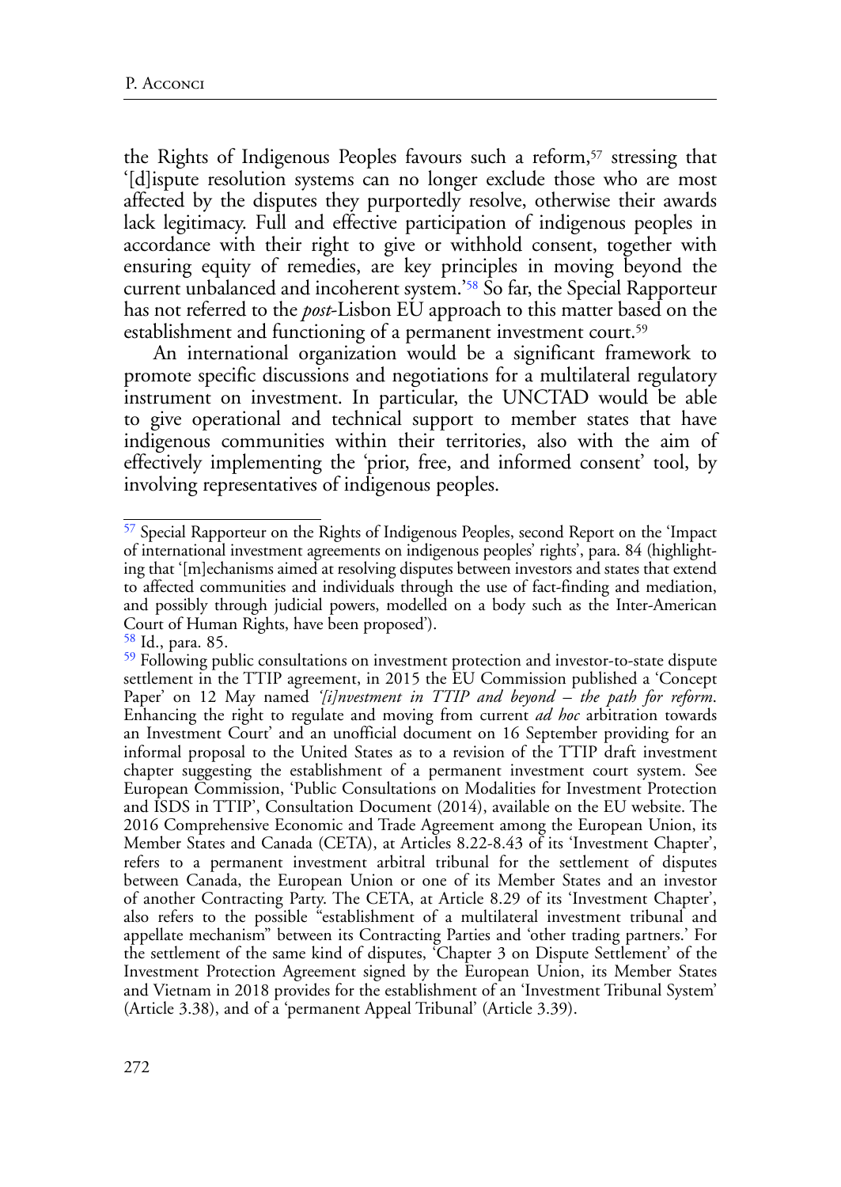the Rights of Indigenous Peoples favours such a reform,[57] stressing that '[d]ispute resolution systems can no longer exclude those who are most affected by the disputes they purportedly resolve, otherwise their awards lack legitimacy. Full and effective participation of indigenous peoples in accordance with their right to give or withhold consent, together with ensuring equity of remedies, are key principles in moving beyond the current unbalanced and incoherent system.'[58] So far, the Special Rapporteur has not referred to the *post*-Lisbon EU approach to this matter based on the establishment and functioning of a permanent investment court.[59]

An international organization would be a significant framework to promote specific discussions and negotiations for a multilateral regulatory instrument on investment. In particular, the UNCTAD would be able to give operational and technical support to member states that have indigenous communities within their territories, also with the aim of effectively implementing the 'prior, free, and informed consent' tool, by involving representatives of indigenous peoples.

---

[57] Special Rapporteur on the Rights of Indigenous Peoples, second Report on the 'Impact of international investment agreements on indigenous peoples' rights', para. 84 (highlighting that '[m]echanisms aimed at resolving disputes between investors and states that extend to affected communities and individuals through the use of fact-finding and mediation, and possibly through judicial powers, modelled on a body such as the Inter-American Court of Human Rights, have been proposed').

[58] Id., para. 85.

[59] Following public consultations on investment protection and investor-to-state dispute settlement in the TTIP agreement, in 2015 the EU Commission published a 'Concept Paper' on 12 May named *'[i]nvestment in TTIP and beyond – the path for reform.* Enhancing the right to regulate and moving from current *ad hoc* arbitration towards an Investment Court' and an unofficial document on 16 September providing for an informal proposal to the United States as to a revision of the TTIP draft investment chapter suggesting the establishment of a permanent investment court system. See European Commission, 'Public Consultations on Modalities for Investment Protection and ISDS in TTIP', Consultation Document (2014), available on the EU website. The 2016 Comprehensive Economic and Trade Agreement among the European Union, its Member States and Canada (CETA), at Articles 8.22-8.43 of its 'Investment Chapter', refers to a permanent investment arbitral tribunal for the settlement of disputes between Canada, the European Union or one of its Member States and an investor of another Contracting Party. The CETA, at Article 8.29 of its 'Investment Chapter', also refers to the possible "establishment of a multilateral investment tribunal and appellate mechanism" between its Contracting Parties and 'other trading partners.' For the settlement of the same kind of disputes, 'Chapter 3 on Dispute Settlement' of the Investment Protection Agreement signed by the European Union, its Member States and Vietnam in 2018 provides for the establishment of an 'Investment Tribunal System' (Article 3.38), and of a 'permanent Appeal Tribunal' (Article 3.39).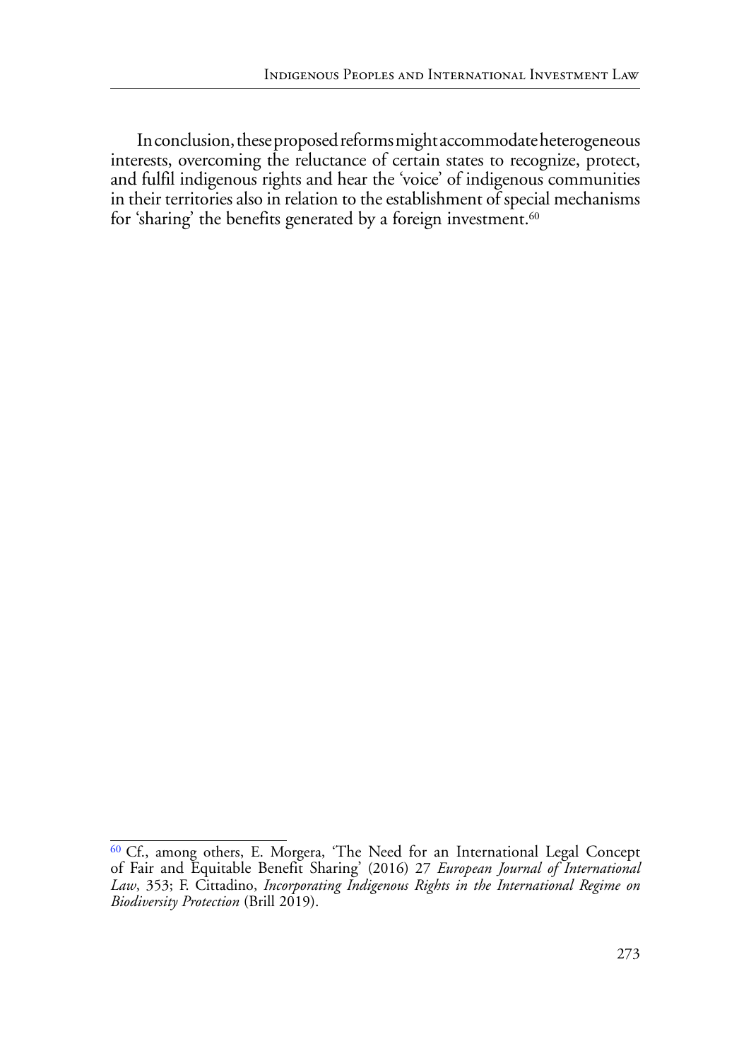In conclusion, these proposed reforms might accommodate heterogeneous interests, overcoming the reluctance of certain states to recognize, protect, and fulfil indigenous rights and hear the 'voice' of indigenous communities in their territories also in relation to the establishment of special mechanisms for 'sharing' the benefits generated by a foreign investment.[60]

---

[60] Cf., among others, E. Morgera, 'The Need for an International Legal Concept of Fair and Equitable Benefit Sharing' (2016) 27 *European Journal of International Law*, 353; F. Cittadino, *Incorporating Indigenous Rights in the International Regime on Biodiversity Protection* (Brill 2019).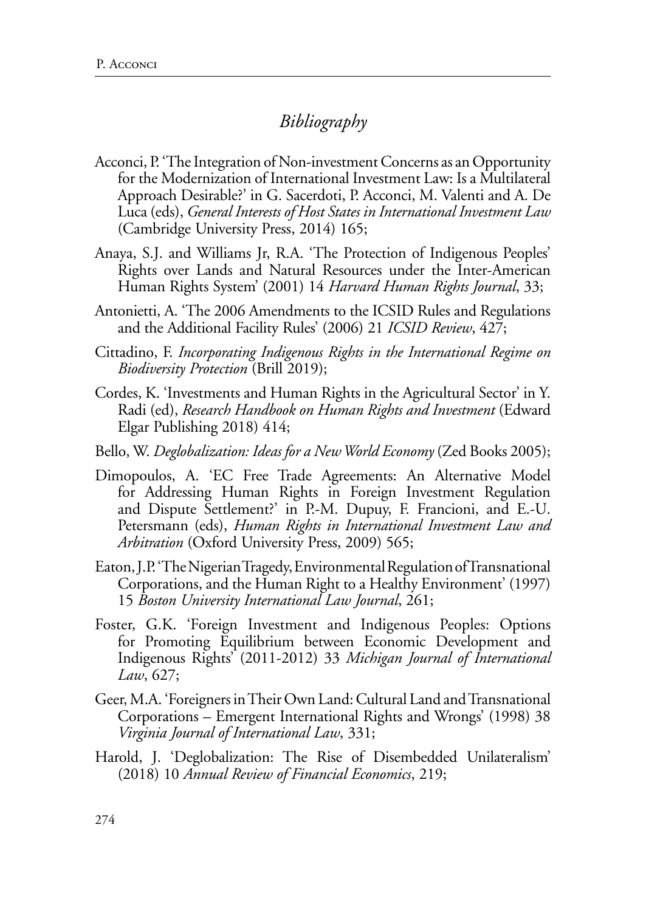## *Bibliography*

Acconci, P. 'The Integration of Non-investment Concerns as an Opportunity for the Modernization of International Investment Law: Is a Multilateral Approach Desirable?' in G. Sacerdoti, P. Acconci, M. Valenti and A. De Luca (eds), *General Interests of Host States in International Investment Law* (Cambridge University Press, 2014) 165;

Anaya, S.J. and Williams Jr, R.A. 'The Protection of Indigenous Peoples' Rights over Lands and Natural Resources under the Inter-American Human Rights System' (2001) 14 *Harvard Human Rights Journal*, 33;

Antonietti, A. 'The 2006 Amendments to the ICSID Rules and Regulations and the Additional Facility Rules' (2006) 21 *ICSID Review*, 427;

Cittadino, F. *Incorporating Indigenous Rights in the International Regime on Biodiversity Protection* (Brill 2019);

Cordes, K. 'Investments and Human Rights in the Agricultural Sector' in Y. Radi (ed), *Research Handbook on Human Rights and Investment* (Edward Elgar Publishing 2018) 414;

Bello, W. *Deglobalization: Ideas for a New World Economy* (Zed Books 2005);

Dimopoulos, A. 'EC Free Trade Agreements: An Alternative Model for Addressing Human Rights in Foreign Investment Regulation and Dispute Settlement?' in P.-M. Dupuy, F. Francioni, and E.-U. Petersmann (eds), *Human Rights in International Investment Law and Arbitration* (Oxford University Press, 2009) 565;

Eaton, J.P. 'The Nigerian Tragedy, Environmental Regulation of Transnational Corporations, and the Human Right to a Healthy Environment' (1997) 15 *Boston University International Law Journal*, 261;

Foster, G.K. 'Foreign Investment and Indigenous Peoples: Options for Promoting Equilibrium between Economic Development and Indigenous Rights' (2011-2012) 33 *Michigan Journal of International Law*, 627;

Geer, M.A. 'Foreigners in Their Own Land: Cultural Land and Transnational Corporations – Emergent International Rights and Wrongs' (1998) 38 *Virginia Journal of International Law*, 331;

Harold, J. 'Deglobalization: The Rise of Disembedded Unilateralism' (2018) 10 *Annual Review of Financial Economics*, 219;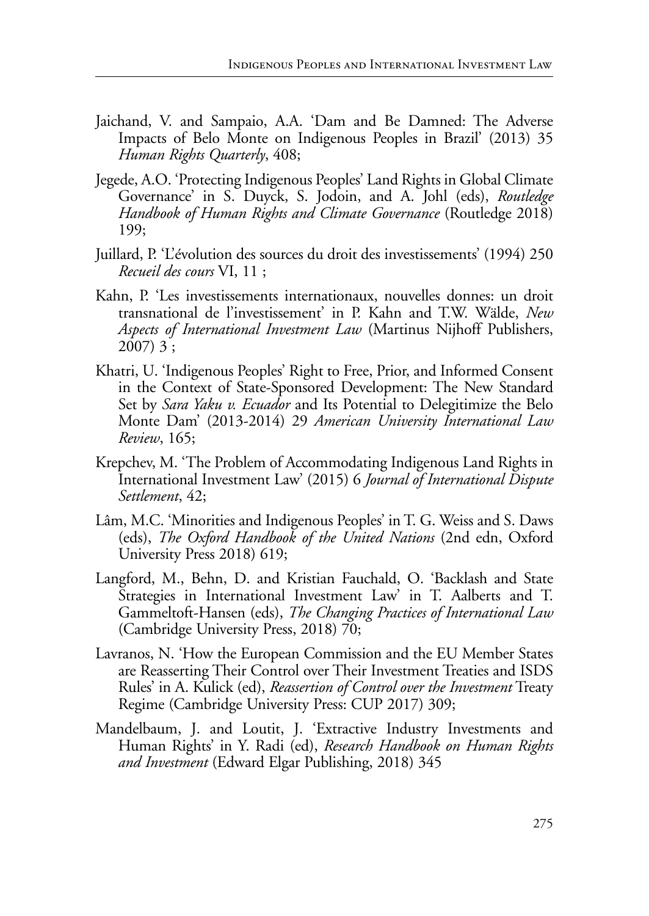Jaichand, V. and Sampaio, A.A. 'Dam and Be Damned: The Adverse Impacts of Belo Monte on Indigenous Peoples in Brazil' (2013) 35 *Human Rights Quarterly*, 408;

Jegede, A.O. 'Protecting Indigenous Peoples' Land Rights in Global Climate Governance' in S. Duyck, S. Jodoin, and A. Johl (eds), *Routledge Handbook of Human Rights and Climate Governance* (Routledge 2018) 199;

Juillard, P. 'L'évolution des sources du droit des investissements' (1994) 250 *Recueil des cours* VI, 11 ;

Kahn, P. 'Les investissements internationaux, nouvelles donnes: un droit transnational de l'investissement' in P. Kahn and T.W. Wälde, *New Aspects of International Investment Law* (Martinus Nijhoff Publishers, 2007) 3 ;

Khatri, U. 'Indigenous Peoples' Right to Free, Prior, and Informed Consent in the Context of State-Sponsored Development: The New Standard Set by *Sara Yaku v. Ecuador* and Its Potential to Delegitimize the Belo Monte Dam' (2013-2014) 29 *American University International Law Review*, 165;

Krepchev, M. 'The Problem of Accommodating Indigenous Land Rights in International Investment Law' (2015) 6 *Journal of International Dispute Settlement*, 42;

Lâm, M.C. 'Minorities and Indigenous Peoples' in T. G. Weiss and S. Daws (eds), *The Oxford Handbook of the United Nations* (2nd edn, Oxford University Press 2018) 619;

Langford, M., Behn, D. and Kristian Fauchald, O. 'Backlash and State Strategies in International Investment Law' in T. Aalberts and T. Gammeltoft-Hansen (eds), *The Changing Practices of International Law* (Cambridge University Press, 2018) 70;

Lavranos, N. 'How the European Commission and the EU Member States are Reasserting Their Control over Their Investment Treaties and ISDS Rules' in A. Kulick (ed), *Reassertion of Control over the Investment* Treaty Regime (Cambridge University Press: CUP 2017) 309;

Mandelbaum, J. and Loutit, J. 'Extractive Industry Investments and Human Rights' in Y. Radi (ed), *Research Handbook on Human Rights and Investment* (Edward Elgar Publishing, 2018) 345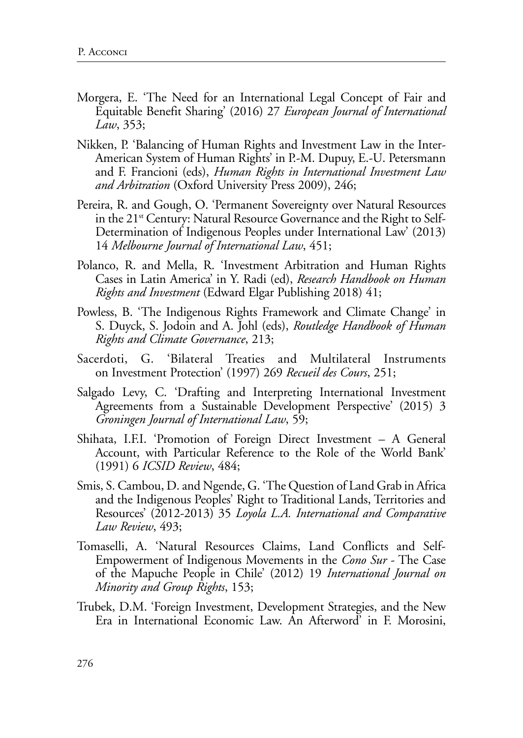Morgera, E. 'The Need for an International Legal Concept of Fair and Equitable Benefit Sharing' (2016) 27 *European Journal of International Law*, 353;

Nikken, P. 'Balancing of Human Rights and Investment Law in the Inter-American System of Human Rights' in P.-M. Dupuy, E.-U. Petersmann and F. Francioni (eds), *Human Rights in International Investment Law and Arbitration* (Oxford University Press 2009), 246;

Pereira, R. and Gough, O. 'Permanent Sovereignty over Natural Resources in the 21st Century: Natural Resource Governance and the Right to Self-Determination of Indigenous Peoples under International Law' (2013) 14 *Melbourne Journal of International Law*, 451;

Polanco, R. and Mella, R. 'Investment Arbitration and Human Rights Cases in Latin America' in Y. Radi (ed), *Research Handbook on Human Rights and Investment* (Edward Elgar Publishing 2018) 41;

Powless, B. 'The Indigenous Rights Framework and Climate Change' in S. Duyck, S. Jodoin and A. Johl (eds), *Routledge Handbook of Human Rights and Climate Governance*, 213;

Sacerdoti, G. 'Bilateral Treaties and Multilateral Instruments on Investment Protection' (1997) 269 *Recueil des Cours*, 251;

Salgado Levy, C. 'Drafting and Interpreting International Investment Agreements from a Sustainable Development Perspective' (2015) 3 *Groningen Journal of International Law*, 59;

Shihata, I.F.I. 'Promotion of Foreign Direct Investment – A General Account, with Particular Reference to the Role of the World Bank' (1991) 6 *ICSID Review*, 484;

Smis, S. Cambou, D. and Ngende, G. 'The Question of Land Grab in Africa and the Indigenous Peoples' Right to Traditional Lands, Territories and Resources' (2012-2013) 35 *Loyola L.A. International and Comparative Law Review*, 493;

Tomaselli, A. 'Natural Resources Claims, Land Conflicts and Self-Empowerment of Indigenous Movements in the *Cono Sur* - The Case of the Mapuche People in Chile' (2012) 19 *International Journal on Minority and Group Rights*, 153;

Trubek, D.M. 'Foreign Investment, Development Strategies, and the New Era in International Economic Law. An Afterword' in F. Morosini,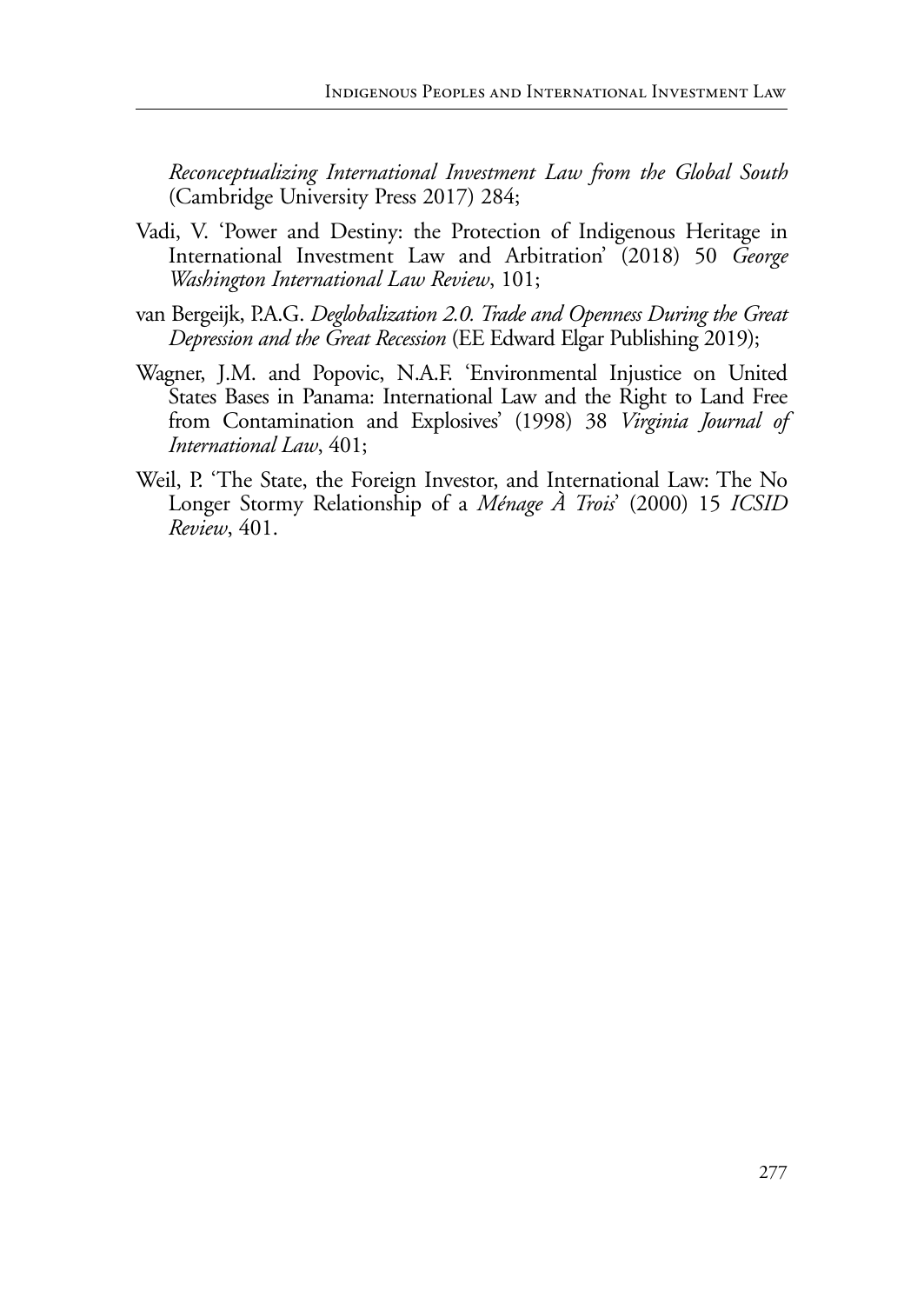*Reconceptualizing International Investment Law from the Global South* (Cambridge University Press 2017) 284;

Vadi, V. 'Power and Destiny: the Protection of Indigenous Heritage in International Investment Law and Arbitration' (2018) 50 *George Washington International Law Review*, 101;

van Bergeijk, P.A.G. *Deglobalization 2.0. Trade and Openness During the Great Depression and the Great Recession* (EE Edward Elgar Publishing 2019);

Wagner, J.M. and Popovic, N.A.F. 'Environmental Injustice on United States Bases in Panama: International Law and the Right to Land Free from Contamination and Explosives' (1998) 38 *Virginia Journal of International Law*, 401;

Weil, P. 'The State, the Foreign Investor, and International Law: The No Longer Stormy Relationship of a *Ménage À Trois*' (2000) 15 *ICSID Review*, 401.